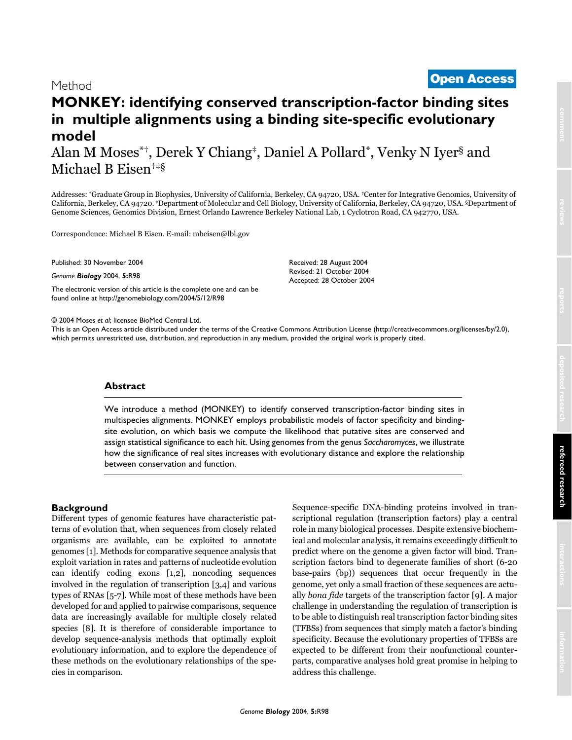Method

**Open Access**

# MONKEY: identifying conserved transcription-factor binding sites in multiple alignments using a binding site-specific evolutionary model

Alan M Moses[*†], Derek Y Chiang[‡], Daniel A Pollard[*], Venky N Iyer[§] and Michael B Eisen[†‡§]

Addresses: [*]Graduate Group in Biophysics, University of California, Berkeley, CA 94720, USA. [†]Center for Integrative Genomics, University of California, Berkeley, CA 94720. [‡]Department of Molecular and Cell Biology, University of California, Berkeley, CA 94720, USA. [§]Department of Genome Sciences, Genomics Division, Ernest Orlando Lawrence Berkeley National Lab, 1 Cyclotron Road, CA 942770, USA.

Correspondence: Michael B Eisen. E-mail: mbeisen@lbl.gov

Published: 30 November 2004

*Genome **Biology*** 2004, **5:**R98

The electronic version of this article is the complete one and can be found online at http://genomebiology.com/2004/5/12/R98

Received: 28 August 2004
Revised: 21 October 2004
Accepted: 28 October 2004

© 2004 Moses *et al*; licensee BioMed Central Ltd.
This is an Open Access article distributed under the terms of the Creative Commons Attribution License (http://creativecommons.org/licenses/by/2.0), which permits unrestricted use, distribution, and reproduction in any medium, provided the original work is properly cited.

## Abstract

We introduce a method (MONKEY) to identify conserved transcription-factor binding sites in multispecies alignments. MONKEY employs probabilistic models of factor specificity and binding-site evolution, on which basis we compute the likelihood that putative sites are conserved and assign statistical significance to each hit. Using genomes from the genus *Saccharomyces*, we illustrate how the significance of real sites increases with evolutionary distance and explore the relationship between conservation and function.

## Background

Different types of genomic features have characteristic patterns of evolution that, when sequences from closely related organisms are available, can be exploited to annotate genomes [1]. Methods for comparative sequence analysis that exploit variation in rates and patterns of nucleotide evolution can identify coding exons [1,2], noncoding sequences involved in the regulation of transcription [3,4] and various types of RNAs [5-7]. While most of these methods have been developed for and applied to pairwise comparisons, sequence data are increasingly available for multiple closely related species [8]. It is therefore of considerable importance to develop sequence-analysis methods that optimally exploit evolutionary information, and to explore the dependence of these methods on the evolutionary relationships of the species in comparison.

Sequence-specific DNA-binding proteins involved in transcriptional regulation (transcription factors) play a central role in many biological processes. Despite extensive biochemical and molecular analysis, it remains exceedingly difficult to predict where on the genome a given factor will bind. Transcription factors bind to degenerate families of short (6-20 base-pairs (bp)) sequences that occur frequently in the genome, yet only a small fraction of these sequences are actually *bona fide* targets of the transcription factor [9]. A major challenge in understanding the regulation of transcription is to be able to distinguish real transcription factor binding sites (TFBSs) from sequences that simply match a factor's binding specificity. Because the evolutionary properties of TFBSs are expected to be different from their nonfunctional counterparts, comparative analyses hold great promise in helping to address this challenge.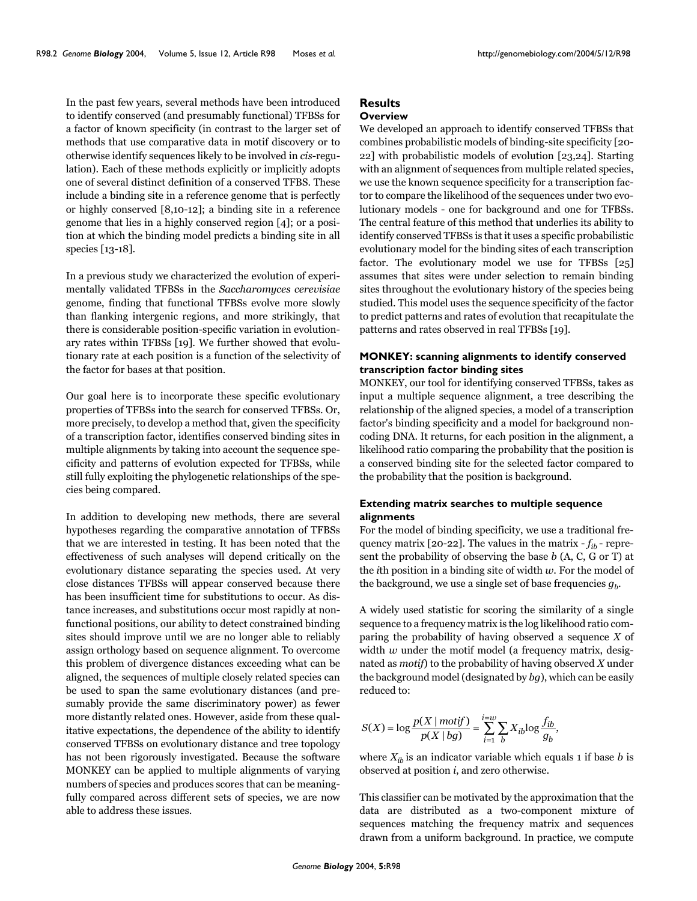In the past few years, several methods have been introduced to identify conserved (and presumably functional) TFBSs for a factor of known specificity (in contrast to the larger set of methods that use comparative data in motif discovery or to otherwise identify sequences likely to be involved in *cis*-regulation). Each of these methods explicitly or implicitly adopts one of several distinct definition of a conserved TFBS. These include a binding site in a reference genome that is perfectly or highly conserved [8,10-12]; a binding site in a reference genome that lies in a highly conserved region [4]; or a position at which the binding model predicts a binding site in all species [13-18].

In a previous study we characterized the evolution of experimentally validated TFBSs in the *Saccharomyces cerevisiae* genome, finding that functional TFBSs evolve more slowly than flanking intergenic regions, and more strikingly, that there is considerable position-specific variation in evolutionary rates within TFBSs [19]. We further showed that evolutionary rate at each position is a function of the selectivity of the factor for bases at that position.

Our goal here is to incorporate these specific evolutionary properties of TFBSs into the search for conserved TFBSs. Or, more precisely, to develop a method that, given the specificity of a transcription factor, identifies conserved binding sites in multiple alignments by taking into account the sequence specificity and patterns of evolution expected for TFBSs, while still fully exploiting the phylogenetic relationships of the species being compared.

In addition to developing new methods, there are several hypotheses regarding the comparative annotation of TFBSs that we are interested in testing. It has been noted that the effectiveness of such analyses will depend critically on the evolutionary distance separating the species used. At very close distances TFBSs will appear conserved because there has been insufficient time for substitutions to occur. As distance increases, and substitutions occur most rapidly at non-functional positions, our ability to detect constrained binding sites should improve until we are no longer able to reliably assign orthology based on sequence alignment. To overcome this problem of divergence distances exceeding what can be aligned, the sequences of multiple closely related species can be used to span the same evolutionary distances (and presumably provide the same discriminatory power) as fewer more distantly related ones. However, aside from these qualitative expectations, the dependence of the ability to identify conserved TFBSs on evolutionary distance and tree topology has not been rigorously investigated. Because the software MONKEY can be applied to multiple alignments of varying numbers of species and produces scores that can be meaningfully compared across different sets of species, we are now able to address these issues.

## Results

### Overview

We developed an approach to identify conserved TFBSs that combines probabilistic models of binding-site specificity [20-22] with probabilistic models of evolution [23,24]. Starting with an alignment of sequences from multiple related species, we use the known sequence specificity for a transcription factor to compare the likelihood of the sequences under two evolutionary models - one for background and one for TFBSs. The central feature of this method that underlies its ability to identify conserved TFBSs is that it uses a specific probabilistic evolutionary model for the binding sites of each transcription factor. The evolutionary model we use for TFBSs [25] assumes that sites were under selection to remain binding sites throughout the evolutionary history of the species being studied. This model uses the sequence specificity of the factor to predict patterns and rates of evolution that recapitulate the patterns and rates observed in real TFBSs [19].

### MONKEY: scanning alignments to identify conserved transcription factor binding sites

MONKEY, our tool for identifying conserved TFBSs, takes as input a multiple sequence alignment, a tree describing the relationship of the aligned species, a model of a transcription factor's binding specificity and a model for background non-coding DNA. It returns, for each position in the alignment, a likelihood ratio comparing the probability that the position is a conserved binding site for the selected factor compared to the probability that the position is background.

### Extending matrix searches to multiple sequence alignments

For the model of binding specificity, we use a traditional frequency matrix [20-22]. The values in the matrix - $f_{ib}$ - represent the probability of observing the base $b$ (A, C, G or T) at the $i$th position in a binding site of width $w$. For the model of the background, we use a single set of base frequencies $g_b$.

A widely used statistic for scoring the similarity of a single sequence to a frequency matrix is the log likelihood ratio comparing the probability of having observed a sequence $X$ of width $w$ under the motif model (a frequency matrix, designated as *motif*) to the probability of having observed $X$ under the background model (designated by *bg*), which can be easily reduced to:

$$S(X) = \log \frac{p(X \mid motif)}{p(X \mid bg)} = \sum_{i=1}^{i=w} \sum_{b} X_{ib} \log \frac{f_{ib}}{g_b},$$

where $X_{ib}$ is an indicator variable which equals 1 if base $b$ is observed at position $i$, and zero otherwise.

This classifier can be motivated by the approximation that the data are distributed as a two-component mixture of sequences matching the frequency matrix and sequences drawn from a uniform background. In practice, we compute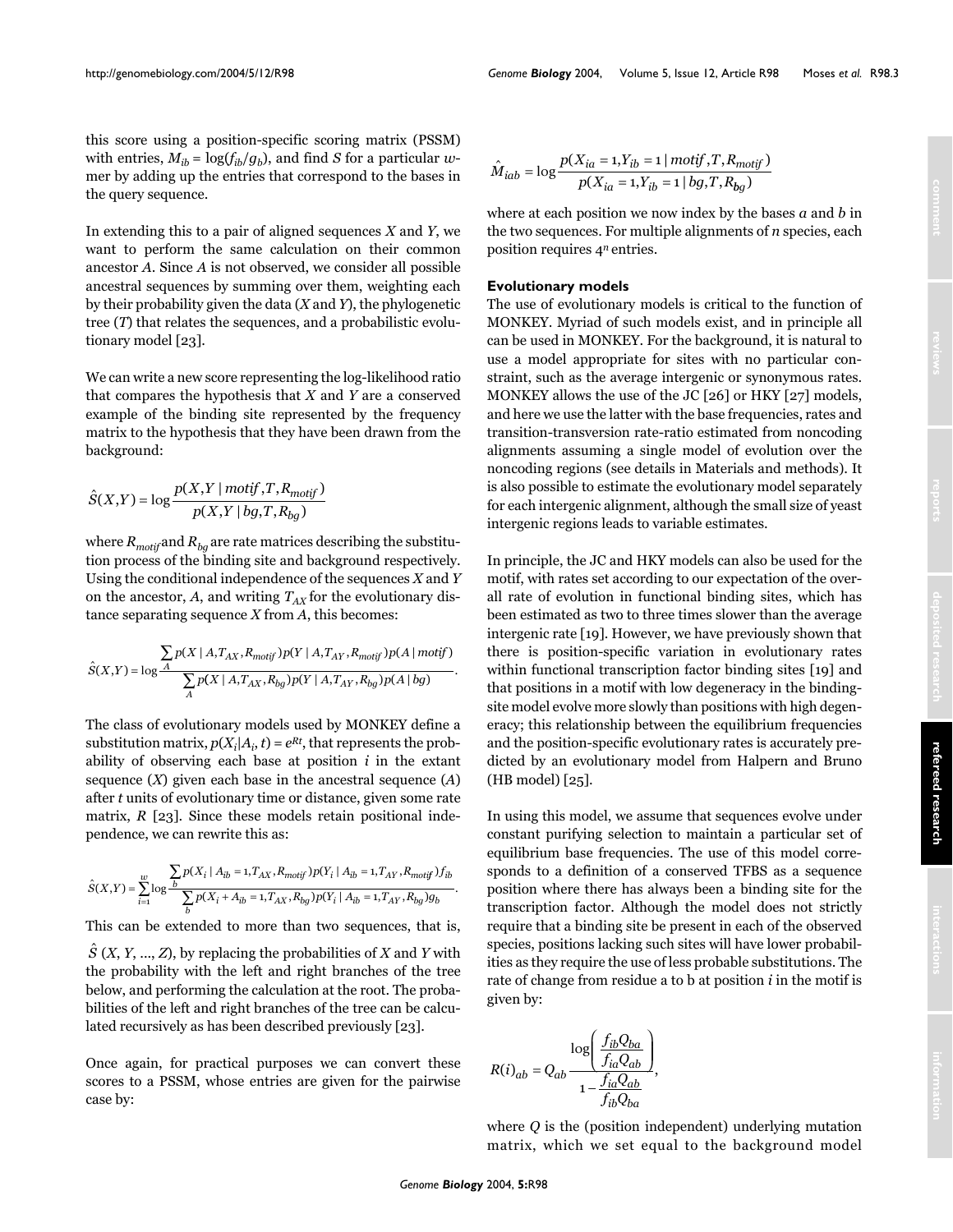this score using a position-specific scoring matrix (PSSM) with entries, $M_{ib} = \log(f_{ib}/g_b)$, and find $S$ for a particular $w$-mer by adding up the entries that correspond to the bases in the query sequence.

In extending this to a pair of aligned sequences $X$ and $Y$, we want to perform the same calculation on their common ancestor $A$. Since $A$ is not observed, we consider all possible ancestral sequences by summing over them, weighting each by their probability given the data ($X$ and $Y$), the phylogenetic tree ($T$) that relates the sequences, and a probabilistic evolutionary model [23].

We can write a new score representing the log-likelihood ratio that compares the hypothesis that $X$ and $Y$ are a conserved example of the binding site represented by the frequency matrix to the hypothesis that they have been drawn from the background:

$$\hat{S}(X,Y) = \log \frac{p(X,Y \mid motif, T, R_{motif})}{p(X,Y \mid bg, T, R_{bg})}$$

where $R_{motif}$ and $R_{bg}$ are rate matrices describing the substitution process of the binding site and background respectively. Using the conditional independence of the sequences $X$ and $Y$ on the ancestor, $A$, and writing $T_{AX}$ for the evolutionary distance separating sequence $X$ from $A$, this becomes:

$$\hat{S}(X,Y) = \log \frac{\sum_A p(X \mid A, T_{AX}, R_{motif}) p(Y \mid A, T_{AY}, R_{motif}) p(A \mid motif)}{\sum_A p(X \mid A, T_{AX}, R_{bg}) p(Y \mid A, T_{AY}, R_{bg}) p(A \mid bg)}.$$

The class of evolutionary models used by MONKEY define a substitution matrix, $p(X_i|A_i, t) = e^{Rt}$, that represents the probability of observing each base at position $i$ in the extant sequence ($X$) given each base in the ancestral sequence ($A$) after $t$ units of evolutionary time or distance, given some rate matrix, $R$ [23]. Since these models retain positional independence, we can rewrite this as:

$$\hat{S}(X,Y) = \sum_{i=1}^{w} \log \frac{\sum_b p(X_i \mid A_{ib} = 1, T_{AX}, R_{motif}) p(Y_i \mid A_{ib} = 1, T_{AY}, R_{motif}) f_{ib}}{\sum_b p(X_i + A_{ib} = 1, T_{AX}, R_{bg}) p(Y_i \mid A_{ib} = 1, T_{AY}, R_{bg}) g_b}.$$

This can be extended to more than two sequences, that is, $\hat{S}$ ($X$, $Y$, ..., $Z$), by replacing the probabilities of $X$ and $Y$ with the probability with the left and right branches of the tree below, and performing the calculation at the root. The probabilities of the left and right branches of the tree can be calculated recursively as has been described previously [23].

Once again, for practical purposes we can convert these scores to a PSSM, whose entries are given for the pairwise case by:

$$\hat{M}_{iab} = \log \frac{p(X_{ia} = 1, Y_{ib} = 1 \mid motif, T, R_{motif})}{p(X_{ia} = 1, Y_{ib} = 1 \mid bg, T, R_{bg})}$$

where at each position we now index by the bases $a$ and $b$ in the two sequences. For multiple alignments of $n$ species, each position requires $4^n$ entries.

### Evolutionary models

The use of evolutionary models is critical to the function of MONKEY. Myriad of such models exist, and in principle all can be used in MONKEY. For the background, it is natural to use a model appropriate for sites with no particular constraint, such as the average intergenic or synonymous rates. MONKEY allows the use of the JC [26] or HKY [27] models, and here we use the latter with the base frequencies, rates and transition-transversion rate-ratio estimated from noncoding alignments assuming a single model of evolution over the noncoding regions (see details in Materials and methods). It is also possible to estimate the evolutionary model separately for each intergenic alignment, although the small size of yeast intergenic regions leads to variable estimates.

In principle, the JC and HKY models can also be used for the motif, with rates set according to our expectation of the overall rate of evolution in functional binding sites, which has been estimated as two to three times slower than the average intergenic rate [19]. However, we have previously shown that there is position-specific variation in evolutionary rates within functional transcription factor binding sites [19] and that positions in a motif with low degeneracy in the binding-site model evolve more slowly than positions with high degeneracy; this relationship between the equilibrium frequencies and the position-specific evolutionary rates is accurately predicted by an evolutionary model from Halpern and Bruno (HB model) [25].

In using this model, we assume that sequences evolve under constant purifying selection to maintain a particular set of equilibrium base frequencies. The use of this model corresponds to a definition of a conserved TFBS as a sequence position where there has always been a binding site for the transcription factor. Although the model does not strictly require that a binding site be present in each of the observed species, positions lacking such sites will have lower probabilities as they require the use of less probable substitutions. The rate of change from residue a to b at position $i$ in the motif is given by:

$$R(i)_{ab} = Q_{ab} \frac{\log\left(\frac{f_{ib} Q_{ba}}{f_{ia} Q_{ab}}\right)}{1 - \frac{f_{ia} Q_{ab}}{f_{ib} Q_{ba}}},$$

where $Q$ is the (position independent) underlying mutation matrix, which we set equal to the background model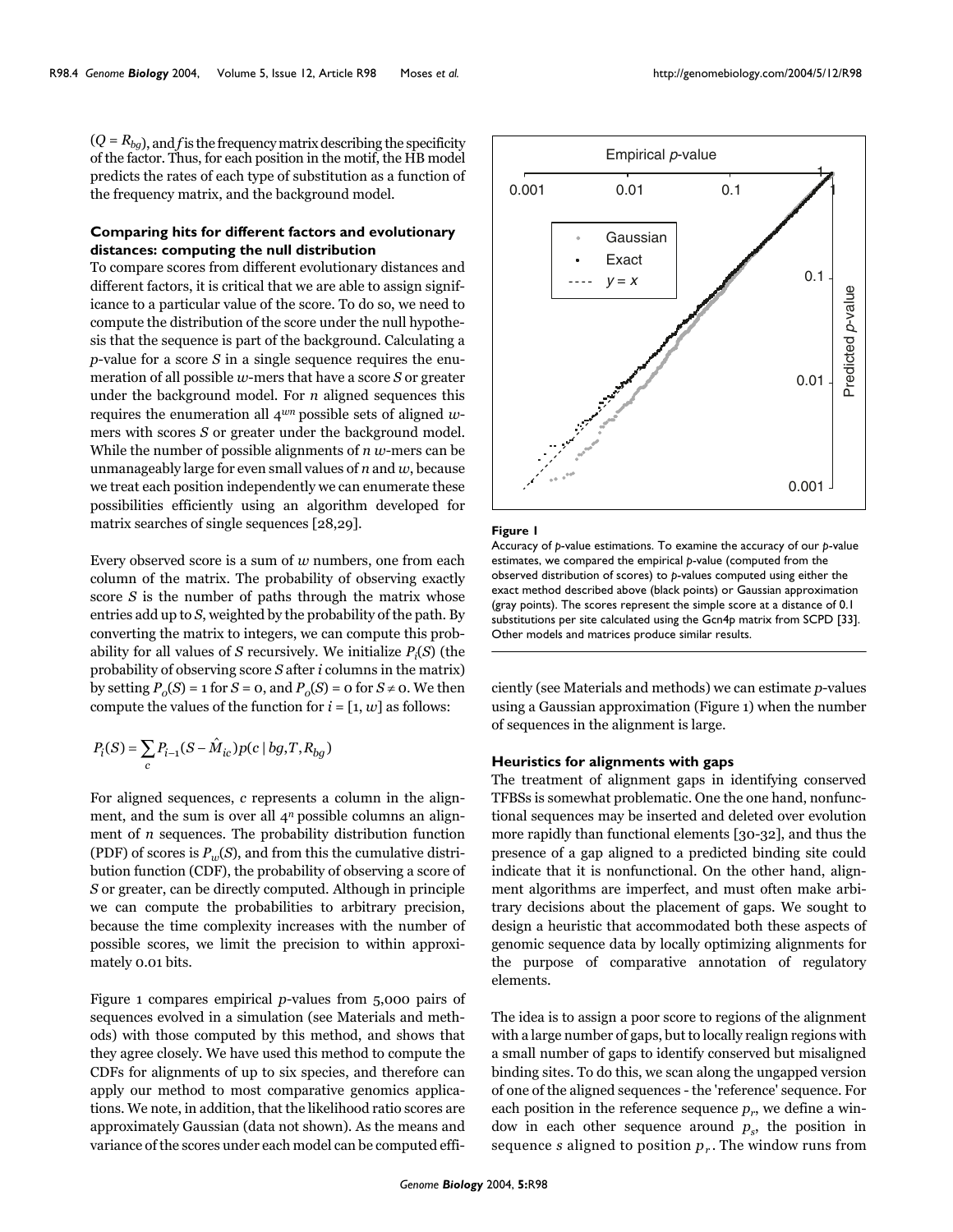($Q = R_{bg}$), and $f$ is the frequency matrix describing the specificity of the factor. Thus, for each position in the motif, the HB model predicts the rates of each type of substitution as a function of the frequency matrix, and the background model.

### Comparing hits for different factors and evolutionary distances: computing the null distribution

To compare scores from different evolutionary distances and different factors, it is critical that we are able to assign significance to a particular value of the score. To do so, we need to compute the distribution of the score under the null hypothesis that the sequence is part of the background. Calculating a $p$-value for a score $S$ in a single sequence requires the enumeration of all possible $w$-mers that have a score $S$ or greater under the background model. For $n$ aligned sequences this requires the enumeration all $4^{wn}$ possible sets of aligned $w$-mers with scores $S$ or greater under the background model. While the number of possible alignments of $n$ $w$-mers can be unmanageably large for even small values of $n$ and $w$, because we treat each position independently we can enumerate these possibilities efficiently using an algorithm developed for matrix searches of single sequences [28,29].

Every observed score is a sum of $w$ numbers, one from each column of the matrix. The probability of observing exactly score $S$ is the number of paths through the matrix whose entries add up to $S$, weighted by the probability of the path. By converting the matrix to integers, we can compute this probability for all values of $S$ recursively. We initialize $P_i(S)$ (the probability of observing score $S$ after $i$ columns in the matrix) by setting $P_0(S) = 1$ for $S = 0$, and $P_0(S) = 0$ for $S \neq 0$. We then compute the values of the function for $i = [1, w]$ as follows:

$$P_i(S) = \sum_c P_{i-1}(S - \hat{M}_{ic}) p(c \mid bg, T, R_{bg})$$

For aligned sequences, $c$ represents a column in the alignment, and the sum is over all $4^n$ possible columns an alignment of $n$ sequences. The probability distribution function (PDF) of scores is $P_w(S)$, and from this the cumulative distribution function (CDF), the probability of observing a score of $S$ or greater, can be directly computed. Although in principle we can compute the probabilities to arbitrary precision, because the time complexity increases with the number of possible scores, we limit the precision to within approximately 0.01 bits.

Figure 1 compares empirical $p$-values from 5,000 pairs of sequences evolved in a simulation (see Materials and methods) with those computed by this method, and shows that they agree closely. We have used this method to compute the CDFs for alignments of up to six species, and therefore can apply our method to most comparative genomics applications. We note, in addition, that the likelihood ratio scores are approximately Gaussian (data not shown). As the means and variance of the scores under each model can be computed efficiently (see Materials and methods) we can estimate $p$-values using a Gaussian approximation (Figure 1) when the number of sequences in the alignment is large.

Empirical $p$-value
0.001
0.01
0.1
1
Gaussian
Exact
$y = x$
0.1
0.01
0.001
Predicted $p$-value

**Figure 1**
Accuracy of $p$-value estimations. To examine the accuracy of our $p$-value estimates, we compared the empirical $p$-value (computed from the observed distribution of scores) to $p$-values computed using either the exact method described above (black points) or Gaussian approximation (gray points). The scores represent the simple score at a distance of 0.1 substitutions per site calculated using the Gcn4p matrix from SCPD [33]. Other models and matrices produce similar results.

### Heuristics for alignments with gaps

The treatment of alignment gaps in identifying conserved TFBSs is somewhat problematic. One the one hand, nonfunctional sequences may be inserted and deleted over evolution more rapidly than functional elements [30-32], and thus the presence of a gap aligned to a predicted binding site could indicate that it is nonfunctional. On the other hand, alignment algorithms are imperfect, and must often make arbitrary decisions about the placement of gaps. We sought to design a heuristic that accommodated both these aspects of genomic sequence data by locally optimizing alignments for the purpose of comparative annotation of regulatory elements.

The idea is to assign a poor score to regions of the alignment with a large number of gaps, but to locally realign regions with a small number of gaps to identify conserved but misaligned binding sites. To do this, we scan along the ungapped version of one of the aligned sequences - the 'reference' sequence. For each position in the reference sequence $p_r$, we define a window in each other sequence around $p_s$, the position in sequence $s$ aligned to position $p_r$. The window runs from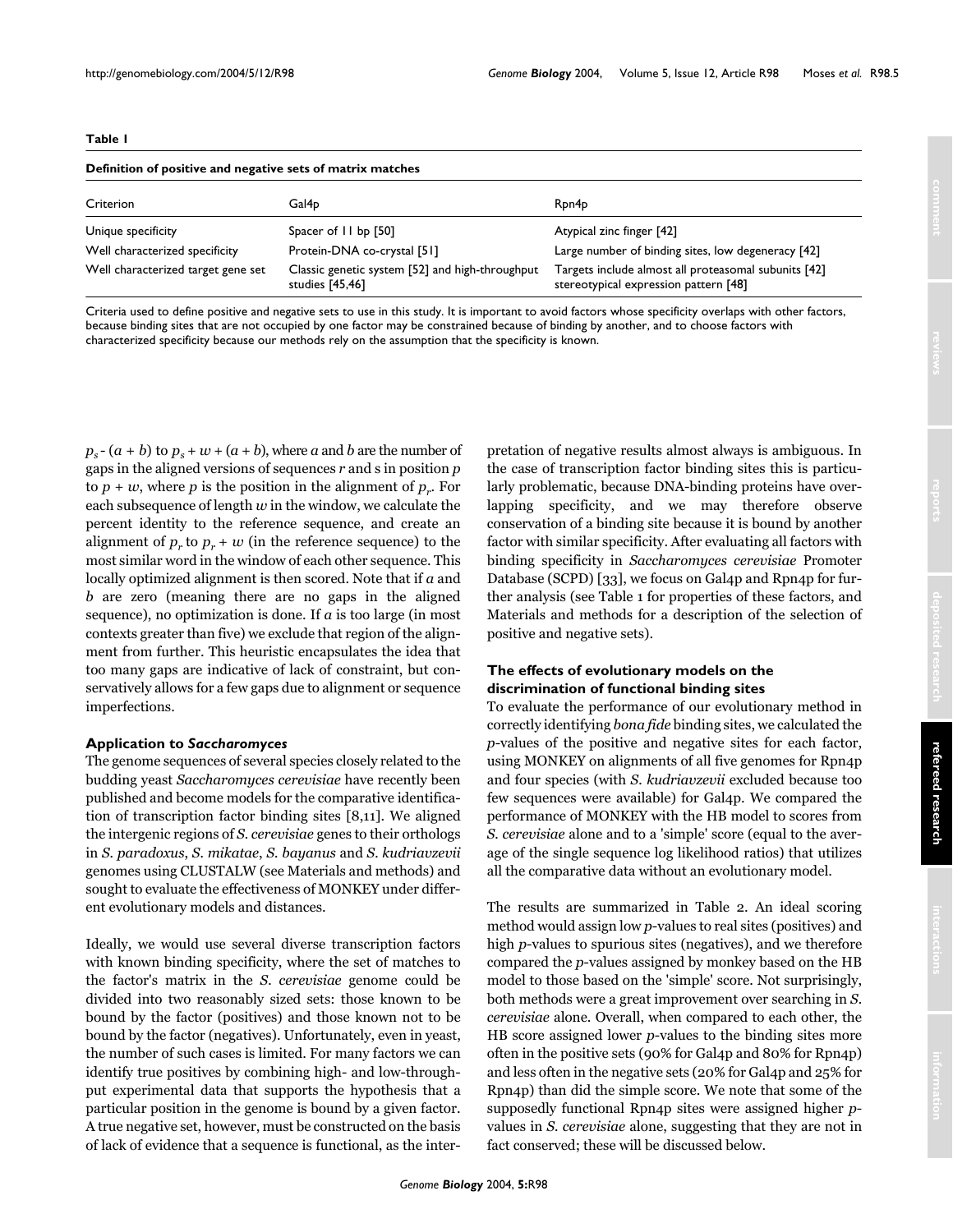**Table 1**

**Definition of positive and negative sets of matrix matches**

| Criterion | Gal4p | Rpn4p |
| --- | --- | --- |
| Unique specificity | Spacer of 11 bp [50] | Atypical zinc finger [42] |
| Well characterized specificity | Protein-DNA co-crystal [51] | Large number of binding sites, low degeneracy [42] |
| Well characterized target gene set | Classic genetic system [52] and high-throughput studies [45,46] | Targets include almost all proteasomal subunits [42] stereotypical expression pattern [48] |

Criteria used to define positive and negative sets to use in this study. It is important to avoid factors whose specificity overlaps with other factors, because binding sites that are not occupied by one factor may be constrained because of binding by another, and to choose factors with characterized specificity because our methods rely on the assumption that the specificity is known.

$p_s - (a + b)$ to $p_s + w + (a + b)$, where $a$ and $b$ are the number of gaps in the aligned versions of sequences $r$ and s in position $p$ to $p + w$, where $p$ is the position in the alignment of $p_r$. For each subsequence of length $w$ in the window, we calculate the percent identity to the reference sequence, and create an alignment of $p_r$ to $p_r + w$ (in the reference sequence) to the most similar word in the window of each other sequence. This locally optimized alignment is then scored. Note that if $a$ and $b$ are zero (meaning there are no gaps in the aligned sequence), no optimization is done. If $a$ is too large (in most contexts greater than five) we exclude that region of the alignment from further. This heuristic encapsulates the idea that too many gaps are indicative of lack of constraint, but conservatively allows for a few gaps due to alignment or sequence imperfections.

### Application to *Saccharomyces*

The genome sequences of several species closely related to the budding yeast *Saccharomyces cerevisiae* have recently been published and become models for the comparative identification of transcription factor binding sites [8,11]. We aligned the intergenic regions of *S. cerevisiae* genes to their orthologs in *S. paradoxus*, *S. mikatae*, *S. bayanus* and *S. kudriavzevii* genomes using CLUSTALW (see Materials and methods) and sought to evaluate the effectiveness of MONKEY under different evolutionary models and distances.

Ideally, we would use several diverse transcription factors with known binding specificity, where the set of matches to the factor's matrix in the *S. cerevisiae* genome could be divided into two reasonably sized sets: those known to be bound by the factor (positives) and those known not to be bound by the factor (negatives). Unfortunately, even in yeast, the number of such cases is limited. For many factors we can identify true positives by combining high- and low-throughput experimental data that supports the hypothesis that a particular position in the genome is bound by a given factor. A true negative set, however, must be constructed on the basis of lack of evidence that a sequence is functional, as the interpretation of negative results almost always is ambiguous. In the case of transcription factor binding sites this is particularly problematic, because DNA-binding proteins have overlapping specificity, and we may therefore observe conservation of a binding site because it is bound by another factor with similar specificity. After evaluating all factors with binding specificity in *Saccharomyces cerevisiae* Promoter Database (SCPD) [33], we focus on Gal4p and Rpn4p for further analysis (see Table 1 for properties of these factors, and Materials and methods for a description of the selection of positive and negative sets).

### The effects of evolutionary models on the discrimination of functional binding sites

To evaluate the performance of our evolutionary method in correctly identifying *bona fide* binding sites, we calculated the *p*-values of the positive and negative sites for each factor, using MONKEY on alignments of all five genomes for Rpn4p and four species (with *S. kudriavzevii* excluded because too few sequences were available) for Gal4p. We compared the performance of MONKEY with the HB model to scores from *S. cerevisiae* alone and to a 'simple' score (equal to the average of the single sequence log likelihood ratios) that utilizes all the comparative data without an evolutionary model.

The results are summarized in Table 2. An ideal scoring method would assign low *p*-values to real sites (positives) and high *p*-values to spurious sites (negatives), and we therefore compared the *p*-values assigned by monkey based on the HB model to those based on the 'simple' score. Not surprisingly, both methods were a great improvement over searching in *S. cerevisiae* alone. Overall, when compared to each other, the HB score assigned lower *p*-values to the binding sites more often in the positive sets (90% for Gal4p and 80% for Rpn4p) and less often in the negative sets (20% for Gal4p and 25% for Rpn4p) than did the simple score. We note that some of the supposedly functional Rpn4p sites were assigned higher *p*-values in *S. cerevisiae* alone, suggesting that they are not in fact conserved; these will be discussed below.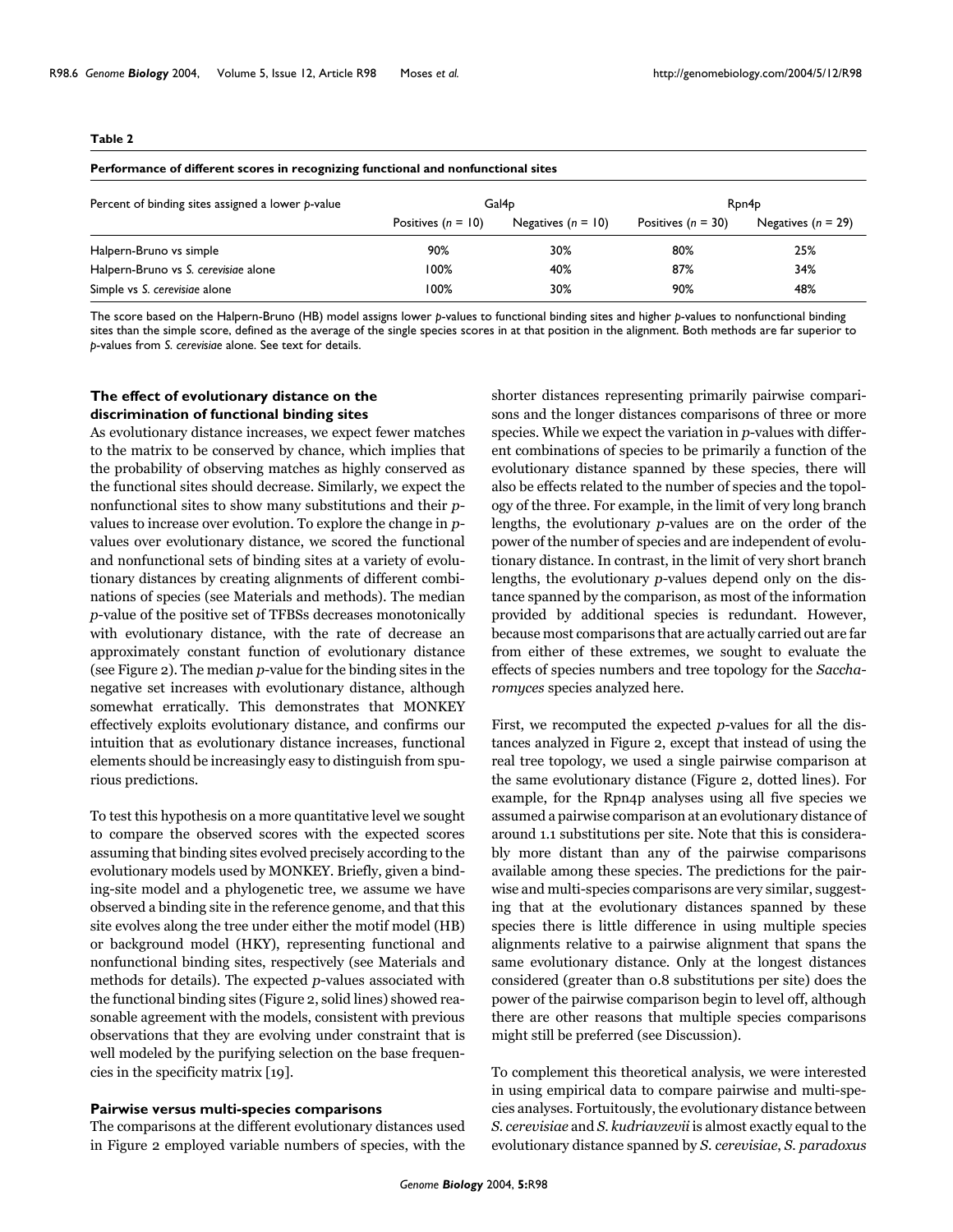**Table 2**

**Performance of different scores in recognizing functional and nonfunctional sites**

| Percent of binding sites assigned a lower *p*-value | Gal4p | | Rpn4p | |
|---|---|---|---|---|
| | Positives (*n* = 10) | Negatives (*n* = 10) | Positives (*n* = 30) | Negatives (*n* = 29) |
| Halpern-Bruno vs simple | 90% | 30% | 80% | 25% |
| Halpern-Bruno vs *S. cerevisiae* alone | 100% | 40% | 87% | 34% |
| Simple vs *S. cerevisiae* alone | 100% | 30% | 90% | 48% |

The score based on the Halpern-Bruno (HB) model assigns lower *p*-values to functional binding sites and higher *p*-values to nonfunctional binding sites than the simple score, defined as the average of the single species scores in at that position in the alignment. Both methods are far superior to *p*-values from *S. cerevisiae* alone. See text for details.

### The effect of evolutionary distance on the discrimination of functional binding sites

As evolutionary distance increases, we expect fewer matches to the matrix to be conserved by chance, which implies that the probability of observing matches as highly conserved as the functional sites should decrease. Similarly, we expect the nonfunctional sites to show many substitutions and their *p*-values to increase over evolution. To explore the change in *p*-values over evolutionary distance, we scored the functional and nonfunctional sets of binding sites at a variety of evolutionary distances by creating alignments of different combinations of species (see Materials and methods). The median *p*-value of the positive set of TFBSs decreases monotonically with evolutionary distance, with the rate of decrease an approximately constant function of evolutionary distance (see Figure 2). The median *p*-value for the binding sites in the negative set increases with evolutionary distance, although somewhat erratically. This demonstrates that MONKEY effectively exploits evolutionary distance, and confirms our intuition that as evolutionary distance increases, functional elements should be increasingly easy to distinguish from spurious predictions.

To test this hypothesis on a more quantitative level we sought to compare the observed scores with the expected scores assuming that binding sites evolved precisely according to the evolutionary models used by MONKEY. Briefly, given a binding-site model and a phylogenetic tree, we assume we have observed a binding site in the reference genome, and that this site evolves along the tree under either the motif model (HB) or background model (HKY), representing functional and nonfunctional binding sites, respectively (see Materials and methods for details). The expected *p*-values associated with the functional binding sites (Figure 2, solid lines) showed reasonable agreement with the models, consistent with previous observations that they are evolving under constraint that is well modeled by the purifying selection on the base frequencies in the specificity matrix [19].

### Pairwise versus multi-species comparisons

The comparisons at the different evolutionary distances used in Figure 2 employed variable numbers of species, with the shorter distances representing primarily pairwise comparisons and the longer distances comparisons of three or more species. While we expect the variation in *p*-values with different combinations of species to be primarily a function of the evolutionary distance spanned by these species, there will also be effects related to the number of species and the topology of the three. For example, in the limit of very long branch lengths, the evolutionary *p*-values are on the order of the power of the number of species and are independent of evolutionary distance. In contrast, in the limit of very short branch lengths, the evolutionary *p*-values depend only on the distance spanned by the comparison, as most of the information provided by additional species is redundant. However, because most comparisons that are actually carried out are far from either of these extremes, we sought to evaluate the effects of species numbers and tree topology for the *Saccharomyces* species analyzed here.

First, we recomputed the expected *p*-values for all the distances analyzed in Figure 2, except that instead of using the real tree topology, we used a single pairwise comparison at the same evolutionary distance (Figure 2, dotted lines). For example, for the Rpn4p analyses using all five species we assumed a pairwise comparison at an evolutionary distance of around 1.1 substitutions per site. Note that this is considerably more distant than any of the pairwise comparisons available among these species. The predictions for the pairwise and multi-species comparisons are very similar, suggesting that at the evolutionary distances spanned by these species there is little difference in using multiple species alignments relative to a pairwise alignment that spans the same evolutionary distance. Only at the longest distances considered (greater than 0.8 substitutions per site) does the power of the pairwise comparison begin to level off, although there are other reasons that multiple species comparisons might still be preferred (see Discussion).

To complement this theoretical analysis, we were interested in using empirical data to compare pairwise and multi-species analyses. Fortuitously, the evolutionary distance between *S. cerevisiae* and *S. kudriavzevii* is almost exactly equal to the evolutionary distance spanned by *S. cerevisiae*, *S. paradoxus*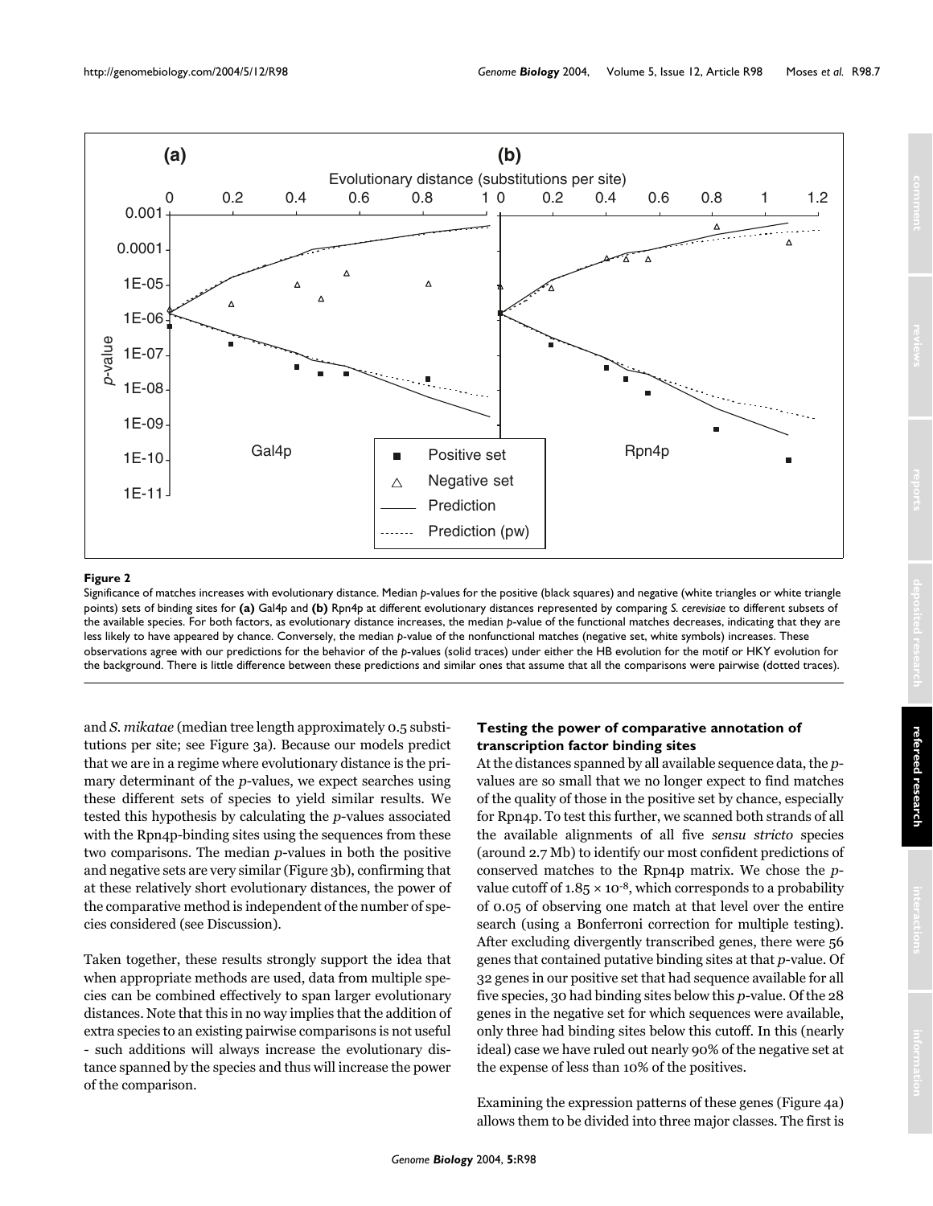(a)

(b)

Evolutionary distance (substitutions per site)

0 0.2 0.4 0.6 0.8 1 0 0.2 0.4 0.6 0.8 1 1.2

0.001

0.0001

1E-05

1E-06

1E-07

1E-08

1E-09

1E-10

1E-11

*p*-value

Gal4p

Rpn4p

Positive set

Negative set

Prediction

Prediction (pw)

**Figure 2**

Significance of matches increases with evolutionary distance. Median *p*-values for the positive (black squares) and negative (white triangles or white triangle points) sets of binding sites for **(a)** Gal4p and **(b)** Rpn4p at different evolutionary distances represented by comparing *S. cerevisiae* to different subsets of the available species. For both factors, as evolutionary distance increases, the median *p*-value of the functional matches decreases, indicating that they are less likely to have appeared by chance. Conversely, the median *p*-value of the nonfunctional matches (negative set, white symbols) increases. These observations agree with our predictions for the behavior of the *p*-values (solid traces) under either the HB evolution for the motif or HKY evolution for the background. There is little difference between these predictions and similar ones that assume that all the comparisons were pairwise (dotted traces).

and *S. mikatae* (median tree length approximately 0.5 substitutions per site; see Figure 3a). Because our models predict that we are in a regime where evolutionary distance is the primary determinant of the *p*-values, we expect searches using these different sets of species to yield similar results. We tested this hypothesis by calculating the *p*-values associated with the Rpn4p-binding sites using the sequences from these two comparisons. The median *p*-values in both the positive and negative sets are very similar (Figure 3b), confirming that at these relatively short evolutionary distances, the power of the comparative method is independent of the number of species considered (see Discussion).

Taken together, these results strongly support the idea that when appropriate methods are used, data from multiple species can be combined effectively to span larger evolutionary distances. Note that this in no way implies that the addition of extra species to an existing pairwise comparisons is not useful - such additions will always increase the evolutionary distance spanned by the species and thus will increase the power of the comparison.

### Testing the power of comparative annotation of transcription factor binding sites

At the distances spanned by all available sequence data, the *p*-values are so small that we no longer expect to find matches of the quality of those in the positive set by chance, especially for Rpn4p. To test this further, we scanned both strands of all the available alignments of all five *sensu stricto* species (around 2.7 Mb) to identify our most confident predictions of conserved matches to the Rpn4p matrix. We chose the *p*-value cutoff of $1.85 \times 10^{-8}$, which corresponds to a probability of 0.05 of observing one match at that level over the entire search (using a Bonferroni correction for multiple testing). After excluding divergently transcribed genes, there were 56 genes that contained putative binding sites at that *p*-value. Of 32 genes in our positive set that had sequence available for all five species, 30 had binding sites below this *p*-value. Of the 28 genes in the negative set for which sequences were available, only three had binding sites below this cutoff. In this (nearly ideal) case we have ruled out nearly 90% of the negative set at the expense of less than 10% of the positives.

Examining the expression patterns of these genes (Figure 4a) allows them to be divided into three major classes. The first is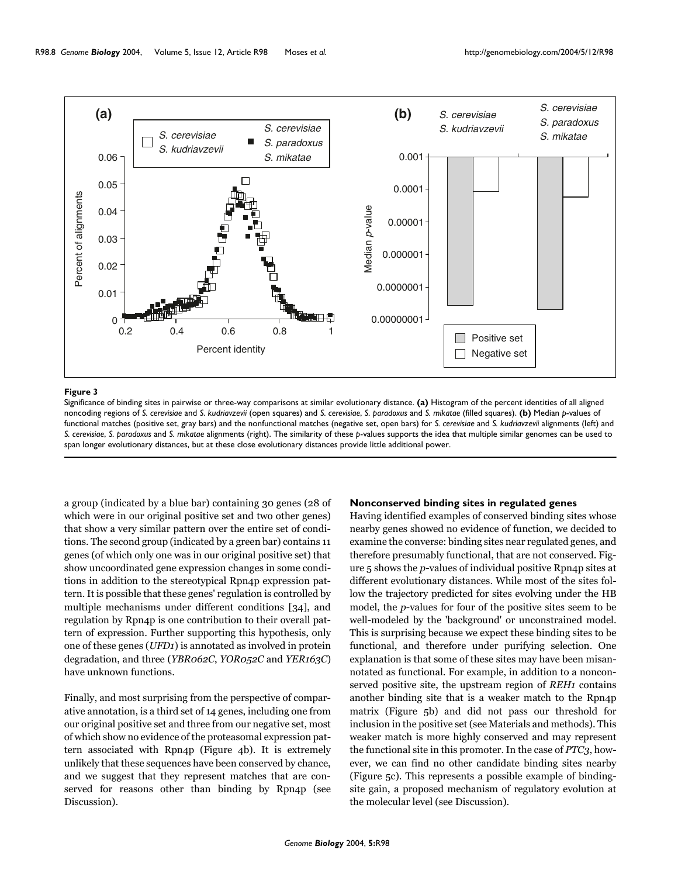(a)

S. cerevisiae
S. kudriavzevii

S. cerevisiae
S. paradoxus
S. mikatae

Percent of alignments

0.06
0.05
0.04
0.03
0.02
0.01
0

0.2
0.4
0.6
0.8
1

Percent identity

(b)

S. cerevisiae
S. kudriavzevii

S. cerevisiae
S. paradoxus
S. mikatae

Median *p*-value

0.001
0.0001
0.00001
0.000001
0.0000001
0.00000001

Positive set
Negative set

**Figure 3**

Significance of binding sites in pairwise or three-way comparisons at similar evolutionary distance. **(a)** Histogram of the percent identities of all aligned noncoding regions of *S. cerevisiae* and *S. kudriavzevii* (open squares) and *S. cerevisiae*, *S. paradoxus* and *S. mikatae* (filled squares). **(b)** Median *p*-values of functional matches (positive set, gray bars) and the nonfunctional matches (negative set, open bars) for *S. cerevisiae* and *S. kudriavzevii* alignments (left) and *S. cerevisiae*, *S. paradoxus* and *S. mikatae* alignments (right). The similarity of these *p*-values supports the idea that multiple similar genomes can be used to span longer evolutionary distances, but at these close evolutionary distances provide little additional power.

a group (indicated by a blue bar) containing 30 genes (28 of which were in our original positive set and two other genes) that show a very similar pattern over the entire set of conditions. The second group (indicated by a green bar) contains 11 genes (of which only one was in our original positive set) that show uncoordinated gene expression changes in some conditions in addition to the stereotypical Rpn4p expression pattern. It is possible that these genes' regulation is controlled by multiple mechanisms under different conditions [34], and regulation by Rpn4p is one contribution to their overall pattern of expression. Further supporting this hypothesis, only one of these genes (*UFD1*) is annotated as involved in protein degradation, and three (*YBR062C*, *YOR052C* and *YER163C*) have unknown functions.

Finally, and most surprising from the perspective of comparative annotation, is a third set of 14 genes, including one from our original positive set and three from our negative set, most of which show no evidence of the proteasomal expression pattern associated with Rpn4p (Figure 4b). It is extremely unlikely that these sequences have been conserved by chance, and we suggest that they represent matches that are conserved for reasons other than binding by Rpn4p (see Discussion).

### Nonconserved binding sites in regulated genes

Having identified examples of conserved binding sites whose nearby genes showed no evidence of function, we decided to examine the converse: binding sites near regulated genes, and therefore presumably functional, that are not conserved. Figure 5 shows the *p*-values of individual positive Rpn4p sites at different evolutionary distances. While most of the sites follow the trajectory predicted for sites evolving under the HB model, the *p*-values for four of the positive sites seem to be well-modeled by the 'background' or unconstrained model. This is surprising because we expect these binding sites to be functional, and therefore under purifying selection. One explanation is that some of these sites may have been misannotated as functional. For example, in addition to a nonconserved positive site, the upstream region of *REH1* contains another binding site that is a weaker match to the Rpn4p matrix (Figure 5b) and did not pass our threshold for inclusion in the positive set (see Materials and methods). This weaker match is more highly conserved and may represent the functional site in this promoter. In the case of *PTC3*, however, we can find no other candidate binding sites nearby (Figure 5c). This represents a possible example of binding-site gain, a proposed mechanism of regulatory evolution at the molecular level (see Discussion).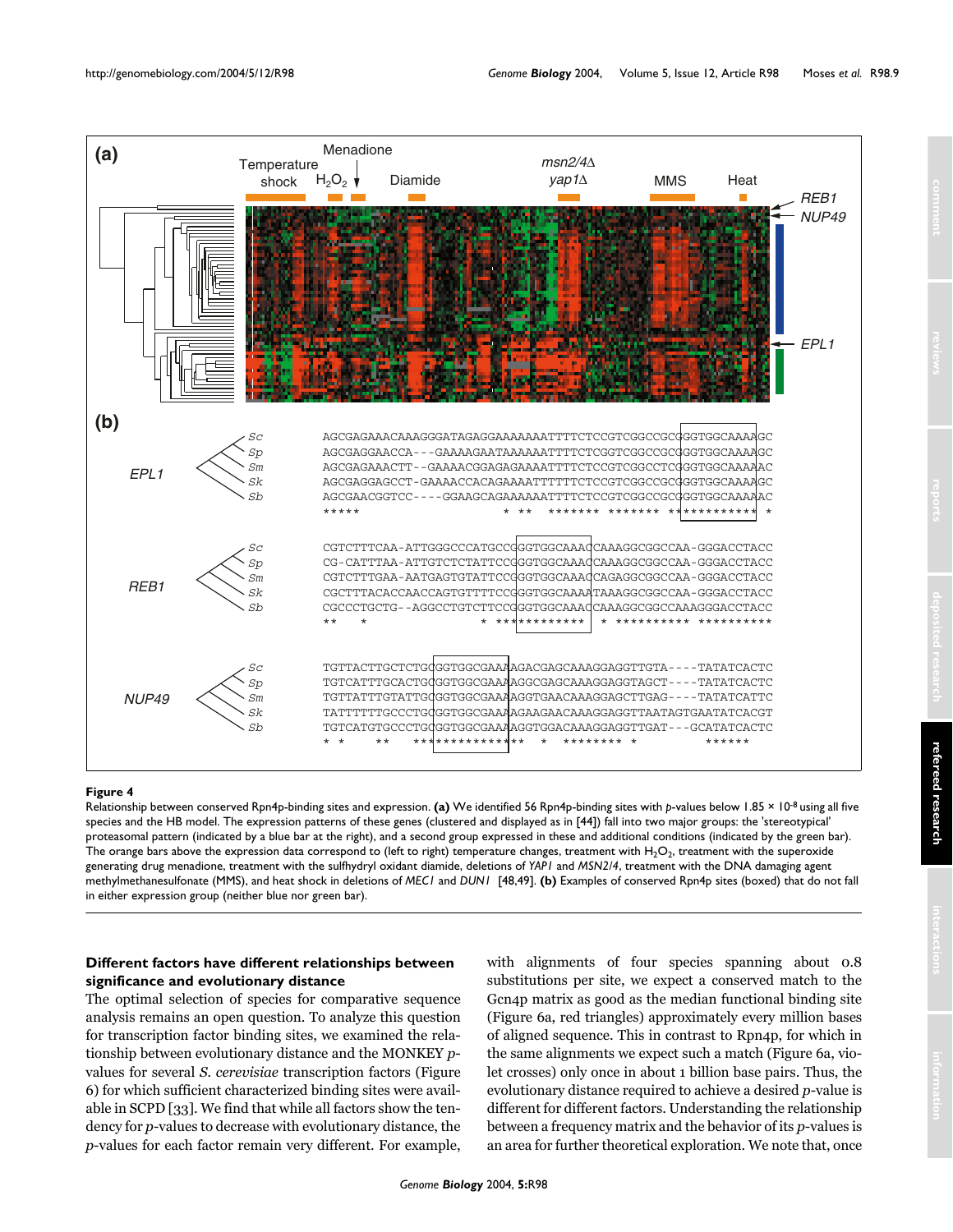(a)

Temperature shock

$H_2O_2$

Menadione

Diamide

msn2/4Δ yap1Δ

MMS

Heat

REB1

NUP49

EPL1

(b)

EPL1

```
Sc  AGCGAGAAACAAAGGGATAGAGGAAAAAAATTTTCTCCGTCGGCCGCGGGTGGCAAAAGC
Sp  AGCGAGGAACCA---GAAAAGAATAAAAAAATTTTCTCGGTCGGCCGCGGGTGGCAAAAGC
Sm  AGCGAGAAACTT--GAAAACGGAGAGAAAAATTTTCTCCGTCGGCCTCGGGTGGCAAAAAC
Sk  AGCGAGGAGCCT-GAAAACCACAGAAAATTTTTTCTCCGTCGGCCGCGGGTGGCAAAAGC
Sb  AGCGAACGGTCC----GGAAGCAGAAAAAAATTTTCTCCGTCGGCCGCGGGTGGCAAAAAC
    *****               * **  ******* ******* ************ *
```

REB1

```
Sc  CGTCTTTCAA-ATTGGGCCCATGCCGGGTGGCAAACCAAAGGCGGCCAA-GGGACCTACC
Sp  CG-CATTTAA-ATTGTCTCTATTCCGGGTGGCAAACCAAAGGCGGCCAA-GGGACCTACC
Sm  CGTCTTTGAA-AATGAGTGTATTCCGGGTGGCAAACCAGAGGCGGCCAA-GGGACCTACC
Sk  CGCTTTACACCAACCAGTGTTTTCCGGGTGGCAAAATAAAGGCGGCCAA-GGGACCTACC
Sb  CGCCCTGCTG--AGGCCTGTCTTCCGGGTGGCAAACCAAAGGCGGCCAAAGGGACCTACC
    **   *                 * ************ * ********** **********
```

NUP49

```
Sc  TGTTACTTGCTCTGCGGTGGCGAAAAGACGAGCAAAGGAGGTTGTA----TATATCACTC
Sp  TGTCATTTGCACTGCGGTGGCGAAAAGGCGAGCAAAGGAGGTAGCT----TATATCACTC
Sm  TGTTATTTGTATTGCGGTGGCGAAAAGGTGAACAAAGGAGCTTGAG----TATATCATTC
Sk  TATTTTTTGCCCTGCGGTGGCGAAAAGAAGAACAAAGGAGGTTAATAGTGAATATCACGT
Sb  TGTCATGTGCCCTGCGGTGGCGAAAAGGTGGACAAAGGAGGTTGAT---GCATATCACTC
    * *    **   ***************  *  ******** *          ******
```

**Figure 4**

Relationship between conserved Rpn4p-binding sites and expression. **(a)** We identified 56 Rpn4p-binding sites with *p*-values below $1.85 \times 10^{-8}$ using all five species and the HB model. The expression patterns of these genes (clustered and displayed as in [44]) fall into two major groups: the 'stereotypical' proteasomal pattern (indicated by a blue bar at the right), and a second group expressed in these and additional conditions (indicated by the green bar). The orange bars above the expression data correspond to (left to right) temperature changes, treatment with $H_2O_2$, treatment with the superoxide generating drug menadione, treatment with the sulfhydryl oxidant diamide, deletions of *YAP1* and *MSN2/4*, treatment with the DNA damaging agent methylmethanesulfonate (MMS), and heat shock in deletions of *MEC1* and *DUN1* [48,49]. **(b)** Examples of conserved Rpn4p sites (boxed) that do not fall in either expression group (neither blue nor green bar).

### Different factors have different relationships between significance and evolutionary distance

The optimal selection of species for comparative sequence analysis remains an open question. To analyze this question for transcription factor binding sites, we examined the relationship between evolutionary distance and the MONKEY *p*-values for several *S. cerevisiae* transcription factors (Figure 6) for which sufficient characterized binding sites were available in SCPD [33]. We find that while all factors show the tendency for *p*-values to decrease with evolutionary distance, the *p*-values for each factor remain very different. For example, with alignments of four species spanning about 0.8 substitutions per site, we expect a conserved match to the Gcn4p matrix as good as the median functional binding site (Figure 6a, red triangles) approximately every million bases of aligned sequence. This in contrast to Rpn4p, for which in the same alignments we expect such a match (Figure 6a, violet crosses) only once in about 1 billion base pairs. Thus, the evolutionary distance required to achieve a desired *p*-value is different for different factors. Understanding the relationship between a frequency matrix and the behavior of its *p*-values is an area for further theoretical exploration. We note that, once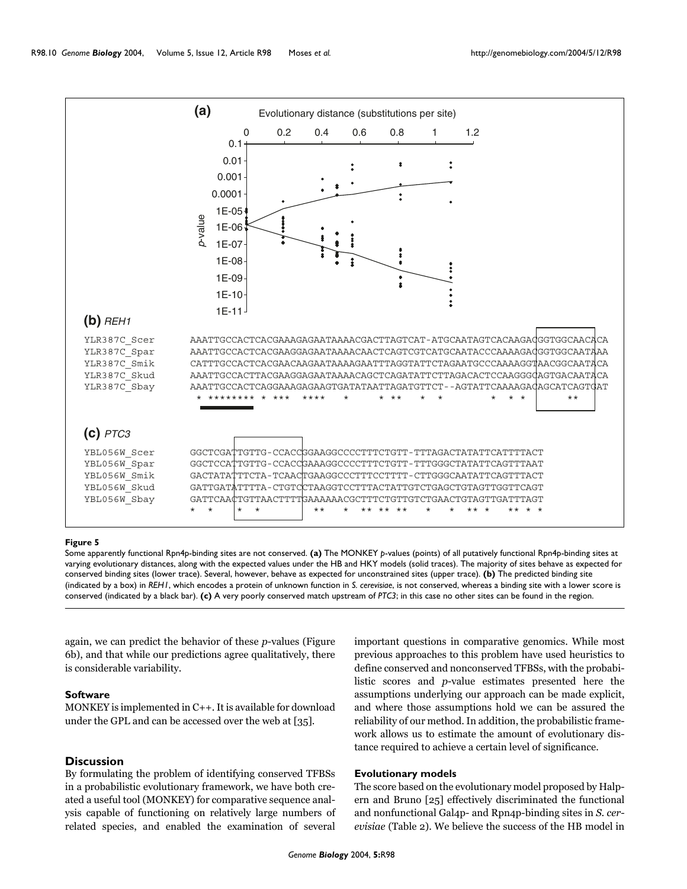(a)

Evolutionary distance (substitutions per site)

0 0.2 0.4 0.6 0.8 1 1.2

0.1
0.01
0.001
0.0001
1E-05
1E-06
1E-07
1E-08
1E-09
1E-10
1E-11

p-value

(b) REH1

```
YLR387C_Scer    AAATTGCCACTCACGAAAGAGAATAAAACGACTTAGTCAT-ATGCAATAGTCACAAGACGGTGGCAACACA
YLR387C_Spar    AAATTGCCACTCACGAAGGAGAATAAAACAACTCAGTCGTCATGCAATACCCAAAAGACGGTGGCAATAAA
YLR387C_Smik    CATTTGCCACTCACGAACAAGAATAAAAGAATTTAGGTATTCTAGAATGCCCAAAAGGTAACGGCAATACA
YLR387C_Skud    AAATTGCCACTTACGAAGGAGAATAAAACAGCTCAGATATTCTTAGACACTCCAAGGGCAGTGACAATACA
YLR387C_Sbay    AAATTGCCACTCAGGAAAGAGAAGTGATATAATTAGATGTTCT--AGTATTCAAAAGACAGCATCAGTGAT
                 * ******** * ***   ****    *     * **    *   *          *   * *        **
```

(c) PTC3

```
YBL056W_Scer    GGCTCGATTGTTG-CCACCGGAAGGCCCCTTTCTGTT-TTTAGACTATATTCATTTTACT
YBL056W_Spar    GGCTCCATTGTTG-CCACCGAAAGGCCCCTTTCTGTT-TTTGGGCTATATTCAGTTTAAT
YBL056W_Smik    GACTATATTTCTA-TCAACTGAAGGCCCTTTCCTTTT-CTTGGGCAATATTCAGTTTACT
YBL056W_Skud    GATTGATATTTTA-CTGTCCTAAGGTCCTTTACTATTGTCTGAGCTGTAGTTGGTTCAGT
YBL056W_Sbay    GATTCAACTGTTAACTTTTGAAAAAACGCTTTCTGTTGTCTGAACTGTAGTTGATTTAGT
                *   *     *  *          **   *  ** ** **   *    *  ** *   ** * *
```

**Figure 5**

Some apparently functional Rpn4p-binding sites are not conserved. **(a)** The MONKEY *p*-values (points) of all putatively functional Rpn4p-binding sites at varying evolutionary distances, along with the expected values under the HB and HKY models (solid traces). The majority of sites behave as expected for conserved binding sites (lower trace). Several, however, behave as expected for unconstrained sites (upper trace). **(b)** The predicted binding site (indicated by a box) in *REH1*, which encodes a protein of unknown function in *S. cerevisiae*, is not conserved, whereas a binding site with a lower score is conserved (indicated by a black bar). **(c)** A very poorly conserved match upstream of *PTC3*; in this case no other sites can be found in the region.

again, we can predict the behavior of these *p*-values (Figure 6b), and that while our predictions agree qualitatively, there is considerable variability.

### Software

MONKEY is implemented in C++. It is available for download under the GPL and can be accessed over the web at [35].

## Discussion

By formulating the problem of identifying conserved TFBSs in a probabilistic evolutionary framework, we have both created a useful tool (MONKEY) for comparative sequence analysis capable of functioning on relatively large numbers of related species, and enabled the examination of several important questions in comparative genomics. While most previous approaches to this problem have used heuristics to define conserved and nonconserved TFBSs, with the probabilistic scores and *p*-value estimates presented here the assumptions underlying our approach can be made explicit, and where those assumptions hold we can be assured the reliability of our method. In addition, the probabilistic framework allows us to estimate the amount of evolutionary distance required to achieve a certain level of significance.

### Evolutionary models

The score based on the evolutionary model proposed by Halpern and Bruno [25] effectively discriminated the functional and nonfunctional Gal4p- and Rpn4p-binding sites in *S. cerevisiae* (Table 2). We believe the success of the HB model in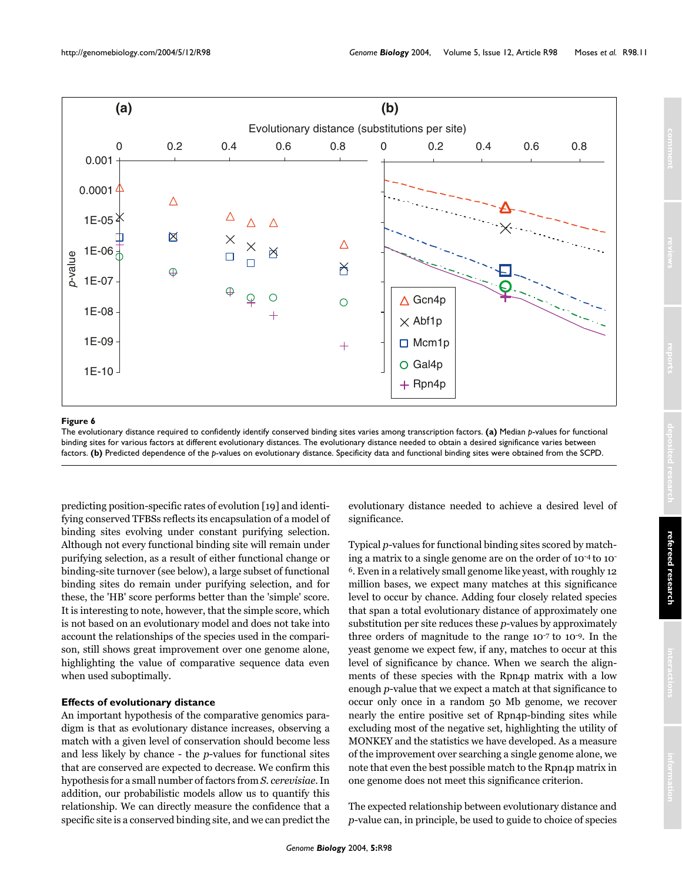(a)

(b)

Evolutionary distance (substitutions per site)

0 0.2 0.4 0.6 0.8

0 0.2 0.4 0.6 0.8

0.001

0.0001

1E-05

1E-06

1E-07

1E-08

1E-09

1E-10

*p*-value

Gcn4p

Abf1p

Mcm1p

Gal4p

Rpn4p

**Figure 6**

The evolutionary distance required to confidently identify conserved binding sites varies among transcription factors. **(a)** Median *p*-values for functional binding sites for various factors at different evolutionary distances. The evolutionary distance needed to obtain a desired significance varies between factors. **(b)** Predicted dependence of the *p*-values on evolutionary distance. Specificity data and functional binding sites were obtained from the SCPD.

predicting position-specific rates of evolution [19] and identifying conserved TFBSs reflects its encapsulation of a model of binding sites evolving under constant purifying selection. Although not every functional binding site will remain under purifying selection, as a result of either functional change or binding-site turnover (see below), a large subset of functional binding sites do remain under purifying selection, and for these, the 'HB' score performs better than the 'simple' score. It is interesting to note, however, that the simple score, which is not based on an evolutionary model and does not take into account the relationships of the species used in the comparison, still shows great improvement over one genome alone, highlighting the value of comparative sequence data even when used suboptimally.

### Effects of evolutionary distance

An important hypothesis of the comparative genomics paradigm is that as evolutionary distance increases, observing a match with a given level of conservation should become less and less likely by chance - the *p*-values for functional sites that are conserved are expected to decrease. We confirm this hypothesis for a small number of factors from *S. cerevisiae*. In addition, our probabilistic models allow us to quantify this relationship. We can directly measure the confidence that a specific site is a conserved binding site, and we can predict the evolutionary distance needed to achieve a desired level of significance.

Typical *p*-values for functional binding sites scored by matching a matrix to a single genome are on the order of $10^{-4}$ to $10^{-6}$. Even in a relatively small genome like yeast, with roughly 12 million bases, we expect many matches at this significance level to occur by chance. Adding four closely related species that span a total evolutionary distance of approximately one substitution per site reduces these *p*-values by approximately three orders of magnitude to the range $10^{-7}$ to $10^{-9}$. In the yeast genome we expect few, if any, matches to occur at this level of significance by chance. When we search the alignments of these species with the Rpn4p matrix with a low enough *p*-value that we expect a match at that significance to occur only once in a random 50 Mb genome, we recover nearly the entire positive set of Rpn4p-binding sites while excluding most of the negative set, highlighting the utility of MONKEY and the statistics we have developed. As a measure of the improvement over searching a single genome alone, we note that even the best possible match to the Rpn4p matrix in one genome does not meet this significance criterion.

The expected relationship between evolutionary distance and *p*-value can, in principle, be used to guide to choice of species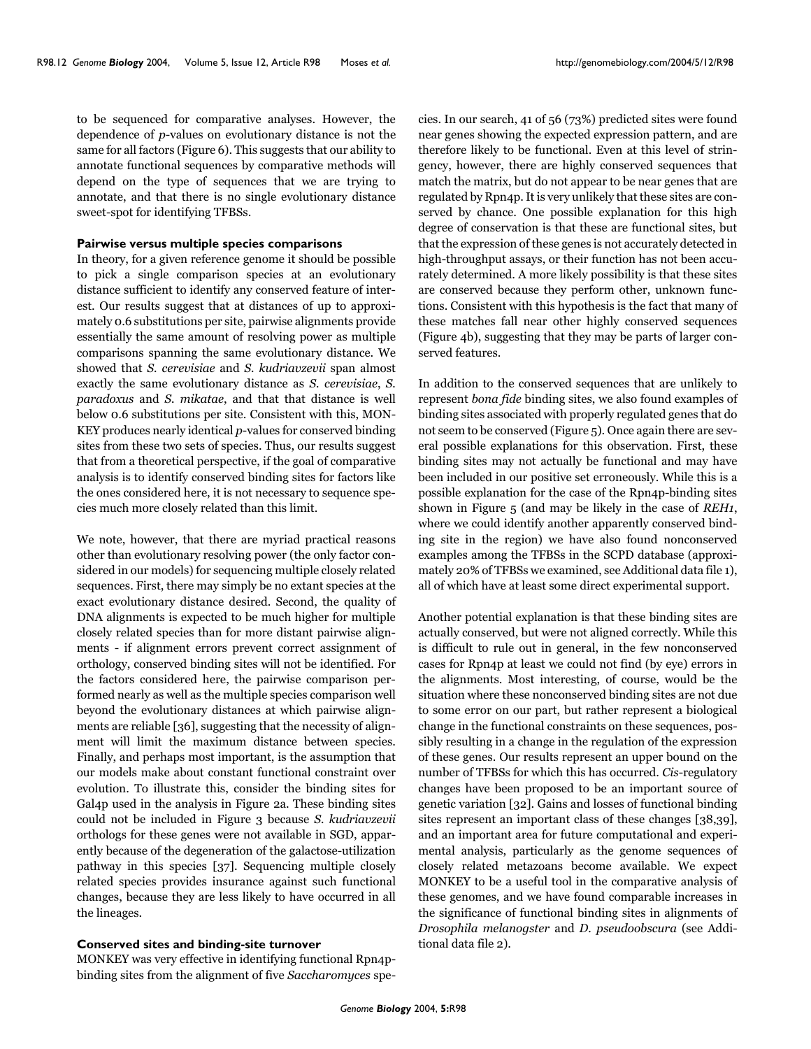to be sequenced for comparative analyses. However, the dependence of *p*-values on evolutionary distance is not the same for all factors (Figure 6). This suggests that our ability to annotate functional sequences by comparative methods will depend on the type of sequences that we are trying to annotate, and that there is no single evolutionary distance sweet-spot for identifying TFBSs.

### Pairwise versus multiple species comparisons

In theory, for a given reference genome it should be possible to pick a single comparison species at an evolutionary distance sufficient to identify any conserved feature of interest. Our results suggest that at distances of up to approximately 0.6 substitutions per site, pairwise alignments provide essentially the same amount of resolving power as multiple comparisons spanning the same evolutionary distance. We showed that *S. cerevisiae* and *S. kudriavzevii* span almost exactly the same evolutionary distance as *S. cerevisiae*, *S. paradoxus* and *S. mikatae*, and that that distance is well below 0.6 substitutions per site. Consistent with this, MONKEY produces nearly identical *p*-values for conserved binding sites from these two sets of species. Thus, our results suggest that from a theoretical perspective, if the goal of comparative analysis is to identify conserved binding sites for factors like the ones considered here, it is not necessary to sequence species much more closely related than this limit.

We note, however, that there are myriad practical reasons other than evolutionary resolving power (the only factor considered in our models) for sequencing multiple closely related sequences. First, there may simply be no extant species at the exact evolutionary distance desired. Second, the quality of DNA alignments is expected to be much higher for multiple closely related species than for more distant pairwise alignments - if alignment errors prevent correct assignment of orthology, conserved binding sites will not be identified. For the factors considered here, the pairwise comparison performed nearly as well as the multiple species comparison well beyond the evolutionary distances at which pairwise alignments are reliable [36], suggesting that the necessity of alignment will limit the maximum distance between species. Finally, and perhaps most important, is the assumption that our models make about constant functional constraint over evolution. To illustrate this, consider the binding sites for Gal4p used in the analysis in Figure 2a. These binding sites could not be included in Figure 3 because *S. kudriavzevii* orthologs for these genes were not available in SGD, apparently because of the degeneration of the galactose-utilization pathway in this species [37]. Sequencing multiple closely related species provides insurance against such functional changes, because they are less likely to have occurred in all the lineages.

### Conserved sites and binding-site turnover

MONKEY was very effective in identifying functional Rpn4p-binding sites from the alignment of five *Saccharomyces* species. In our search, 41 of 56 (73%) predicted sites were found near genes showing the expected expression pattern, and are therefore likely to be functional. Even at this level of stringency, however, there are highly conserved sequences that match the matrix, but do not appear to be near genes that are regulated by Rpn4p. It is very unlikely that these sites are conserved by chance. One possible explanation for this high degree of conservation is that these are functional sites, but that the expression of these genes is not accurately detected in high-throughput assays, or their function has not been accurately determined. A more likely possibility is that these sites are conserved because they perform other, unknown functions. Consistent with this hypothesis is the fact that many of these matches fall near other highly conserved sequences (Figure 4b), suggesting that they may be parts of larger conserved features.

In addition to the conserved sequences that are unlikely to represent *bona fide* binding sites, we also found examples of binding sites associated with properly regulated genes that do not seem to be conserved (Figure 5). Once again there are several possible explanations for this observation. First, these binding sites may not actually be functional and may have been included in our positive set erroneously. While this is a possible explanation for the case of the Rpn4p-binding sites shown in Figure 5 (and may be likely in the case of *REH1*, where we could identify another apparently conserved binding site in the region) we have also found nonconserved examples among the TFBSs in the SCPD database (approximately 20% of TFBSs we examined, see Additional data file 1), all of which have at least some direct experimental support.

Another potential explanation is that these binding sites are actually conserved, but were not aligned correctly. While this is difficult to rule out in general, in the few nonconserved cases for Rpn4p at least we could not find (by eye) errors in the alignments. Most interesting, of course, would be the situation where these nonconserved binding sites are not due to some error on our part, but rather represent a biological change in the functional constraints on these sequences, possibly resulting in a change in the regulation of the expression of these genes. Our results represent an upper bound on the number of TFBSs for which this has occurred. *Cis*-regulatory changes have been proposed to be an important source of genetic variation [32]. Gains and losses of functional binding sites represent an important class of these changes [38,39], and an important area for future computational and experimental analysis, particularly as the genome sequences of closely related metazoans become available. We expect MONKEY to be a useful tool in the comparative analysis of these genomes, and we have found comparable increases in the significance of functional binding sites in alignments of *Drosophila melanogster* and *D. pseudoobscura* (see Additional data file 2).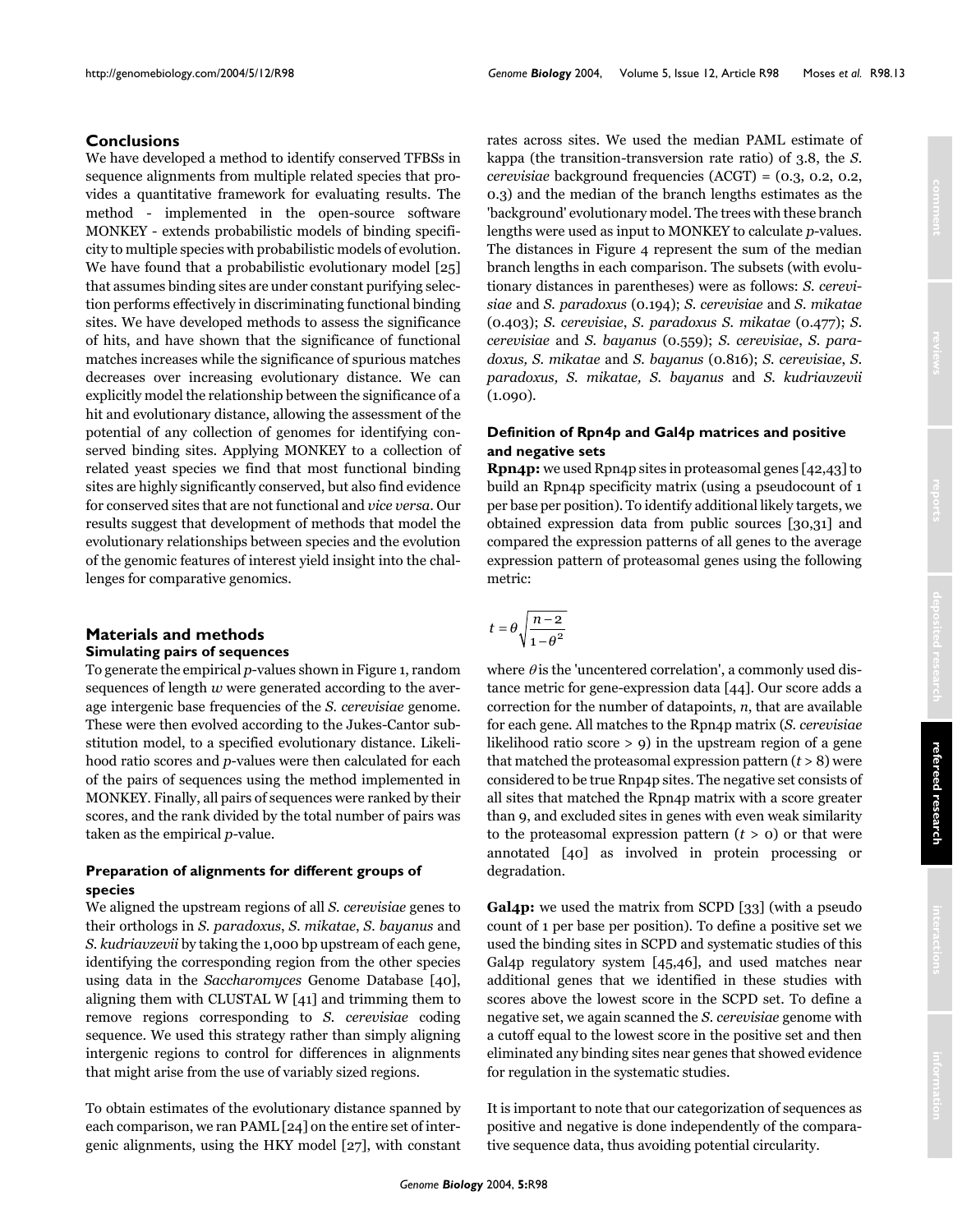## Conclusions

We have developed a method to identify conserved TFBSs in sequence alignments from multiple related species that provides a quantitative framework for evaluating results. The method - implemented in the open-source software MONKEY - extends probabilistic models of binding specificity to multiple species with probabilistic models of evolution. We have found that a probabilistic evolutionary model [25] that assumes binding sites are under constant purifying selection performs effectively in discriminating functional binding sites. We have developed methods to assess the significance of hits, and have shown that the significance of functional matches increases while the significance of spurious matches decreases over increasing evolutionary distance. We can explicitly model the relationship between the significance of a hit and evolutionary distance, allowing the assessment of the potential of any collection of genomes for identifying conserved binding sites. Applying MONKEY to a collection of related yeast species we find that most functional binding sites are highly significantly conserved, but also find evidence for conserved sites that are not functional and *vice versa*. Our results suggest that development of methods that model the evolutionary relationships between species and the evolution of the genomic features of interest yield insight into the challenges for comparative genomics.

## Materials and methods

### Simulating pairs of sequences

To generate the empirical *p*-values shown in Figure 1, random sequences of length *w* were generated according to the average intergenic base frequencies of the *S. cerevisiae* genome. These were then evolved according to the Jukes-Cantor substitution model, to a specified evolutionary distance. Likelihood ratio scores and *p*-values were then calculated for each of the pairs of sequences using the method implemented in MONKEY. Finally, all pairs of sequences were ranked by their scores, and the rank divided by the total number of pairs was taken as the empirical *p*-value.

### Preparation of alignments for different groups of species

We aligned the upstream regions of all *S. cerevisiae* genes to their orthologs in *S. paradoxus*, *S. mikatae*, *S. bayanus* and *S. kudriavzevii* by taking the 1,000 bp upstream of each gene, identifying the corresponding region from the other species using data in the *Saccharomyces* Genome Database [40], aligning them with CLUSTAL W [41] and trimming them to remove regions corresponding to *S. cerevisiae* coding sequence. We used this strategy rather than simply aligning intergenic regions to control for differences in alignments that might arise from the use of variably sized regions.

To obtain estimates of the evolutionary distance spanned by each comparison, we ran PAML [24] on the entire set of intergenic alignments, using the HKY model [27], with constant rates across sites. We used the median PAML estimate of kappa (the transition-transversion rate ratio) of 3.8, the *S. cerevisiae* background frequencies (ACGT) = (0.3, 0.2, 0.2, 0.3) and the median of the branch lengths estimates as the 'background' evolutionary model. The trees with these branch lengths were used as input to MONKEY to calculate *p*-values. The distances in Figure 4 represent the sum of the median branch lengths in each comparison. The subsets (with evolutionary distances in parentheses) were as follows: *S. cerevisiae* and *S. paradoxus* (0.194); *S. cerevisiae* and *S. mikatae* (0.403); *S. cerevisiae*, *S. paradoxus S. mikatae* (0.477); *S. cerevisiae* and *S. bayanus* (0.559); *S. cerevisiae*, *S. paradoxus, S. mikatae* and *S. bayanus* (0.816); *S. cerevisiae*, *S. paradoxus, S. mikatae, S. bayanus* and *S. kudriavzevii* (1.090).

### Definition of Rpn4p and Gal4p matrices and positive and negative sets

**Rpn4p:** we used Rpn4p sites in proteasomal genes [42,43] to build an Rpn4p specificity matrix (using a pseudocount of 1 per base per position). To identify additional likely targets, we obtained expression data from public sources [30,31] and compared the expression patterns of all genes to the average expression pattern of proteasomal genes using the following metric:

$$t = \theta \sqrt{\frac{n-2}{1-\theta^2}}$$

where $\theta$ is the 'uncentered correlation', a commonly used distance metric for gene-expression data [44]. Our score adds a correction for the number of datapoints, $n$, that are available for each gene. All matches to the Rpn4p matrix (*S. cerevisiae* likelihood ratio score > 9) in the upstream region of a gene that matched the proteasomal expression pattern ($t > 8$) were considered to be true Rnp4p sites. The negative set consists of all sites that matched the Rpn4p matrix with a score greater than 9, and excluded sites in genes with even weak similarity to the proteasomal expression pattern ($t > 0$) or that were annotated [40] as involved in protein processing or degradation.

**Gal4p:** we used the matrix from SCPD [33] (with a pseudo count of 1 per base per position). To define a positive set we used the binding sites in SCPD and systematic studies of this Gal4p regulatory system [45,46], and used matches near additional genes that we identified in these studies with scores above the lowest score in the SCPD set. To define a negative set, we again scanned the *S. cerevisiae* genome with a cutoff equal to the lowest score in the positive set and then eliminated any binding sites near genes that showed evidence for regulation in the systematic studies.

It is important to note that our categorization of sequences as positive and negative is done independently of the comparative sequence data, thus avoiding potential circularity.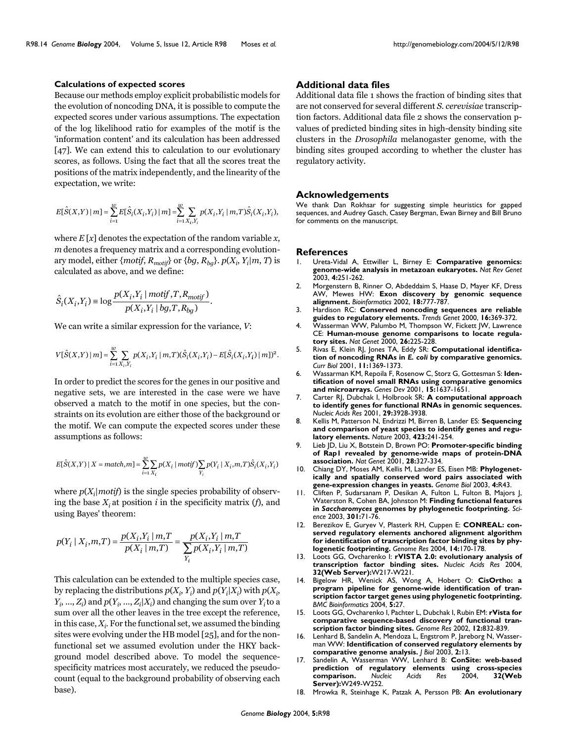### Calculations of expected scores

Because our methods employ explicit probabilistic models for the evolution of noncoding DNA, it is possible to compute the expected scores under various assumptions. The expectation of the log likelihood ratio for examples of the motif is the 'information content' and its calculation has been addressed [47]. We can extend this to calculation to our evolutionary scores, as follows. Using the fact that all the scores treat the positions of the matrix independently, and the linearity of the expectation, we write:

$$E[\hat{S}(X,Y)\,|\,m] = \sum_{i=1}^{w} E[\hat{S}_i(X_i,Y_i)\,|\,m] = \sum_{i=1}^{w}\sum_{X_i,Y_i} p(X_i,Y_i\,|\,m,T)\hat{S}_i(X_i,Y_i),$$

where $E[x]$ denotes the expectation of the random variable $x$, $m$ denotes a frequency matrix and a corresponding evolutionary model, either $\{motif, R_{motif}\}$ or $\{bg, R_{bg}\}$. $p(X_i, Y_i|m, T)$ is calculated as above, and we define:

$$\hat{S}_i(X_i,Y_i) \equiv \log\frac{p(X_i,Y_i\,|\,motif,T,R_{motif})}{p(X_i,Y_i\,|\,bg,T,R_{bg})}.$$

We can write a similar expression for the variance, $V$:

$$V[\hat{S}(X,Y)\,|\,m] = \sum_{i=1}^{w}\sum_{X_i,Y_i} p(X_i,Y_i\,|\,m,T)(\hat{S}_i(X_i,Y_i) - E[\hat{S}_i(X_i,Y_i)\,|\,m])^2.$$

In order to predict the scores for the genes in our positive and negative sets, we are interested in the case were we have observed a match to the motif in one species, but the constraints on its evolution are either those of the background or the motif. We can compute the expected scores under these assumptions as follows:

$$E[\hat{S}(X,Y)\,|\,X = match, m] = \sum_{i=1}^{w}\sum_{X_i} p(X_i\,|\,motif)\sum_{Y_i} p(Y_i\,|\,X_i,m,T)\hat{S}_i(X_i,Y_i)$$

where $p(X_i|motif)$ is the single species probability of observing the base $X_i$ at position $i$ in the specificity matrix ($f$), and using Bayes' theorem:

$$p(Y_i\,|\,X_i,m,T) = \frac{p(X_i,Y_i\,|\,m,T}{p(X_i\,|\,m,T)} = \frac{p(X_i,Y_i\,|\,m,T}{\sum_{Y_i} p(X_i,Y_i\,|\,m,T)}$$

This calculation can be extended to the multiple species case, by replacing the distributions $p(X_i, Y_i)$ and $p(Y_i|X_i)$ with $p(X_i, Y_i, ..., Z_i)$ and $p(Y_i, ..., Z_i|X_i)$ and changing the sum over $Y_i$ to a sum over all the other leaves in the tree except the reference, in this case, $X_i$. For the functional set, we assumed the binding sites were evolving under the HB model [25], and for the non-functional set we assumed evolution under the HKY background model described above. To model the sequence-specificity matrices most accurately, we reduced the pseudocount (equal to the background probability of observing each base).

## Additional data files

Additional data file 1 shows the fraction of binding sites that are not conserved for several different *S. cerevisiae* transcription factors. Additional data file 2 shows the conservation p-values of predicted binding sites in high-density binding site clusters in the *Drosophila* melanogaster genome, with the binding sites grouped according to whether the cluster has regulatory activity.

## Acknowledgements

We thank Dan Rokhsar for suggesting simple heuristics for gapped sequences, and Audrey Gasch, Casey Bergman, Ewan Birney and Bill Bruno for comments on the manuscript.

## References

1. Ureta-Vidal A, Ettwiller L, Birney E: **Comparative genomics: genome-wide analysis in metazoan eukaryotes.** *Nat Rev Genet* 2003, **4:**251-262.
2. Morgenstern B, Rinner O, Abdeddaim S, Haase D, Mayer KF, Dress AW, Mewes HW: **Exon discovery by genomic sequence alignment.** *Bioinformatics* 2002, **18:**777-787.
3. Hardison RC: **Conserved noncoding sequences are reliable guides to regulatory elements.** *Trends Genet* 2000, **16:**369-372.
4. Wasserman WW, Palumbo M, Thompson W, Fickett JW, Lawrence CE: **Human-mouse genome comparisons to locate regulatory sites.** *Nat Genet* 2000, **26:**225-228.
5. Rivas E, Klein RJ, Jones TA, Eddy SR: **Computational identification of noncoding RNAs in *E. coli* by comparative genomics.** *Curr Biol* 2001, **11:**1369-1373.
6. Wassarman KM, Repoila F, Rosenow C, Storz G, Gottesman S: **Identification of novel small RNAs using comparative genomics and microarrays.** *Genes Dev* 2001, **15:**1637-1651.
7. Carter RJ, Dubchak I, Holbrook SR: **A computational approach to identify genes for functional RNAs in genomic sequences.** *Nucleic Acids Res* 2001, **29:**3928-3938.
8. Kellis M, Patterson N, Endrizzi M, Birren B, Lander ES: **Sequencing and comparison of yeast species to identify genes and regulatory elements.** *Nature* 2003, **423:**241-254.
9. Lieb JD, Liu X, Botstein D, Brown PO: **Promoter-specific binding of Rap1 revealed by genome-wide maps of protein-DNA association.** *Nat Genet* 2001, **28:**327-334.
10. Chiang DY, Moses AM, Kellis M, Lander ES, Eisen MB: **Phylogenetically and spatially conserved word pairs associated with gene-expression changes in yeasts.** *Genome Biol* 2003, **4:**R43.
11. Cliften P, Sudarsanam P, Desikan A, Fulton L, Fulton B, Majors J, Waterston R, Cohen BA, Johnston M: **Finding functional features in *Saccharomyces* genomes by phylogenetic footprinting.** *Science* 2003, **301:**71-76.
12. Berezikov E, Guryev V, Plasterk RH, Cuppen E: **CONREAL: conserved regulatory elements anchored alignment algorithm for identification of transcription factor binding sites by phylogenetic footprinting.** *Genome Res* 2004, **14:**170-178.
13. Loots GG, Ovcharenko I: **rVISTA 2.0: evolutionary analysis of transcription factor binding sites.** *Nucleic Acids Res* 2004, **32(Web Server):**W217-W221.
14. Bigelow HR, Wenick AS, Wong A, Hobert O: **CisOrtho: a program pipeline for genome-wide identification of transcription factor target genes using phylogenetic footprinting.** *BMC Bioinformatics* 2004, **5:**27.
15. Loots GG, Ovcharenko I, Pachter L, Dubchak I, Rubin EM: **rVista for comparative sequence-based discovery of functional transcription factor binding sites.** *Genome Res* 2002, **12:**832-839.
16. Lenhard B, Sandelin A, Mendoza L, Engstrom P, Jareborg N, Wasserman WW: **Identification of conserved regulatory elements by comparative genome analysis.** *J Biol* 2003, **2:**13.
17. Sandelin A, Wasserman WW, Lenhard B: **ConSite: web-based prediction of regulatory elements using cross-species comparison.** *Nucleic Acids Res* 2004, **32(Web Server):**W249-W252.
18. Mrowka R, Steinhage K, Patzak A, Persson PB: **An evolutionary**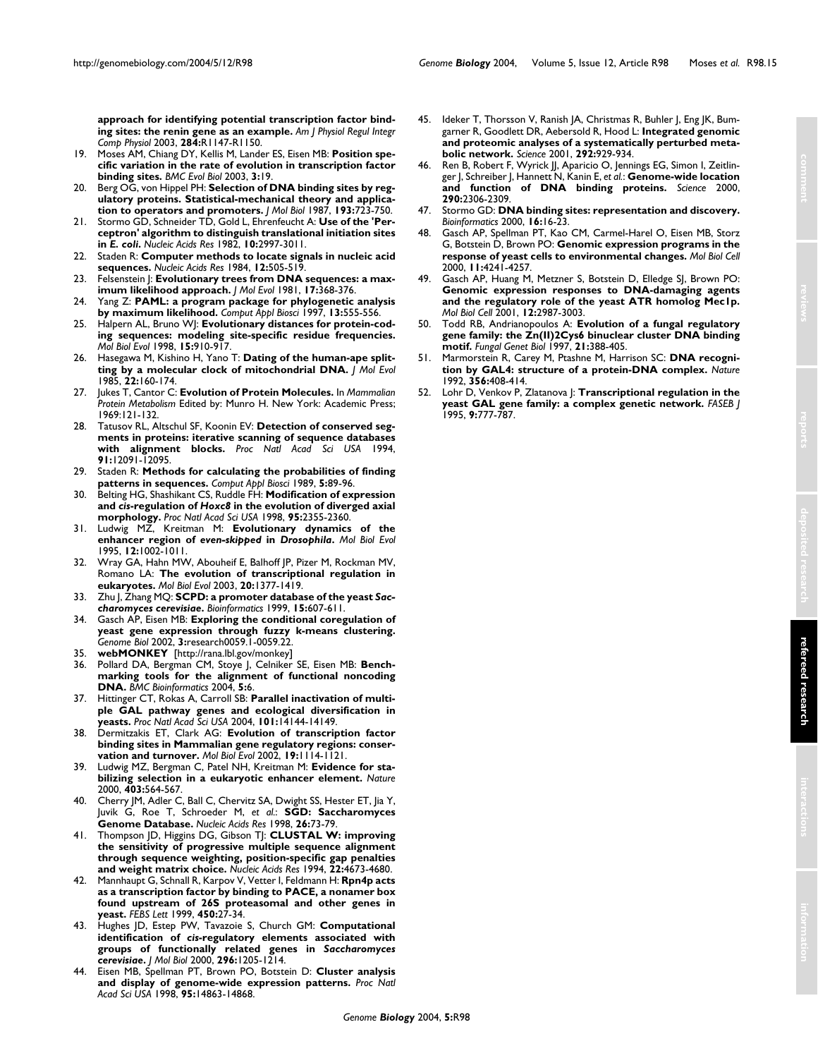approach for identifying potential transcription factor binding sites: the renin gene as an example.** *Am J Physiol Regul Integr Comp Physiol* 2003, **284:**R1147-R1150.

19. Moses AM, Chiang DY, Kellis M, Lander ES, Eisen MB: **Position specific variation in the rate of evolution in transcription factor binding sites.** *BMC Evol Biol* 2003, **3:**19.
20. Berg OG, von Hippel PH: **Selection of DNA binding sites by regulatory proteins. Statistical-mechanical theory and application to operators and promoters.** *J Mol Biol* 1987, **193:**723-750.
21. Stormo GD, Schneider TD, Gold L, Ehrenfeucht A: **Use of the 'Perceptron' algorithm to distinguish translational initiation sites in *E. coli*.** *Nucleic Acids Res* 1982, **10:**2997-3011.
22. Staden R: **Computer methods to locate signals in nucleic acid sequences.** *Nucleic Acids Res* 1984, **12:**505-519.
23. Felsenstein J: **Evolutionary trees from DNA sequences: a maximum likelihood approach.** *J Mol Evol* 1981, **17:**368-376.
24. Yang Z: **PAML: a program package for phylogenetic analysis by maximum likelihood.** *Comput Appl Biosci* 1997, **13:**555-556.
25. Halpern AL, Bruno WJ: **Evolutionary distances for protein-coding sequences: modeling site-specific residue frequencies.** *Mol Biol Evol* 1998, **15:**910-917.
26. Hasegawa M, Kishino H, Yano T: **Dating of the human-ape splitting by a molecular clock of mitochondrial DNA.** *J Mol Evol* 1985, **22:**160-174.
27. Jukes T, Cantor C: **Evolution of Protein Molecules.** In *Mammalian Protein Metabolism* Edited by: Munro H. New York: Academic Press; 1969:121-132.
28. Tatusov RL, Altschul SF, Koonin EV: **Detection of conserved segments in proteins: iterative scanning of sequence databases with alignment blocks.** *Proc Natl Acad Sci USA* 1994, **91:**12091-12095.
29. Staden R: **Methods for calculating the probabilities of finding patterns in sequences.** *Comput Appl Biosci* 1989, **5:**89-96.
30. Belting HG, Shashikant CS, Ruddle FH: **Modification of expression and *cis*-regulation of *Hoxc8* in the evolution of diverged axial morphology.** *Proc Natl Acad Sci USA* 1998, **95:**2355-2360.
31. Ludwig MZ, Kreitman M: **Evolutionary dynamics of the enhancer region of *even-skipped* in *Drosophila*.** *Mol Biol Evol* 1995, **12:**1002-1011.
32. Wray GA, Hahn MW, Abouheif E, Balhoff JP, Pizer M, Rockman MV, Romano LA: **The evolution of transcriptional regulation in eukaryotes.** *Mol Biol Evol* 2003, **20:**1377-1419.
33. Zhu J, Zhang MQ: **SCPD: a promoter database of the yeast *Saccharomyces cerevisiae*.** *Bioinformatics* 1999, **15:**607-611.
34. Gasch AP, Eisen MB: **Exploring the conditional coregulation of yeast gene expression through fuzzy k-means clustering.** *Genome Biol* 2002, **3:**research0059.1-0059.22.
35. **webMONKEY** [http://rana.lbl.gov/monkey]
36. Pollard DA, Bergman CM, Stoye J, Celniker SE, Eisen MB: **Benchmarking tools for the alignment of functional noncoding DNA.** *BMC Bioinformatics* 2004, **5:**6.
37. Hittinger CT, Rokas A, Carroll SB: **Parallel inactivation of multiple GAL pathway genes and ecological diversification in yeasts.** *Proc Natl Acad Sci USA* 2004, **101:**14144-14149.
38. Dermitzakis ET, Clark AG: **Evolution of transcription factor binding sites in Mammalian gene regulatory regions: conservation and turnover.** *Mol Biol Evol* 2002, **19:**1114-1121.
39. Ludwig MZ, Bergman C, Patel NH, Kreitman M: **Evidence for stabilizing selection in a eukaryotic enhancer element.** *Nature* 2000, **403:**564-567.
40. Cherry JM, Adler C, Ball C, Chervitz SA, Dwight SS, Hester ET, Jia Y, Juvik G, Roe T, Schroeder M, *et al.*: **SGD: Saccharomyces Genome Database.** *Nucleic Acids Res* 1998, **26:**73-79.
41. Thompson JD, Higgins DG, Gibson TJ: **CLUSTAL W: improving the sensitivity of progressive multiple sequence alignment through sequence weighting, position-specific gap penalties and weight matrix choice.** *Nucleic Acids Res* 1994, **22:**4673-4680.
42. Mannhaupt G, Schnall R, Karpov V, Vetter I, Feldmann H: **Rpn4p acts as a transcription factor by binding to PACE, a nonamer box found upstream of 26S proteasomal and other genes in yeast.** *FEBS Lett* 1999, **450:**27-34.
43. Hughes JD, Estep PW, Tavazoie S, Church GM: **Computational identification of *cis*-regulatory elements associated with groups of functionally related genes in *Saccharomyces cerevisiae*.** *J Mol Biol* 2000, **296:**1205-1214.
44. Eisen MB, Spellman PT, Brown PO, Botstein D: **Cluster analysis and display of genome-wide expression patterns.** *Proc Natl Acad Sci USA* 1998, **95:**14863-14868.
45. Ideker T, Thorsson V, Ranish JA, Christmas R, Buhler J, Eng JK, Bumgarner R, Goodlett DR, Aebersold R, Hood L: **Integrated genomic and proteomic analyses of a systematically perturbed metabolic network.** *Science* 2001, **292:**929-934.
46. Ren B, Robert F, Wyrick JJ, Aparicio O, Jennings EG, Simon I, Zeitlinger J, Schreiber J, Hannett N, Kanin E, *et al.*: **Genome-wide location and function of DNA binding proteins.** *Science* 2000, **290:**2306-2309.
47. Stormo GD: **DNA binding sites: representation and discovery.** *Bioinformatics* 2000, **16:**16-23.
48. Gasch AP, Spellman PT, Kao CM, Carmel-Harel O, Eisen MB, Storz G, Botstein D, Brown PO: **Genomic expression programs in the response of yeast cells to environmental changes.** *Mol Biol Cell* 2000, **11:**4241-4257.
49. Gasch AP, Huang M, Metzner S, Botstein D, Elledge SJ, Brown PO: **Genomic expression responses to DNA-damaging agents and the regulatory role of the yeast ATR homolog Mec1p.** *Mol Biol Cell* 2001, **12:**2987-3003.
50. Todd RB, Andrianopoulos A: **Evolution of a fungal regulatory gene family: the Zn(II)2Cys6 binuclear cluster DNA binding motif.** *Fungal Genet Biol* 1997, **21:**388-405.
51. Marmorstein R, Carey M, Ptashne M, Harrison SC: **DNA recognition by GAL4: structure of a protein-DNA complex.** *Nature* 1992, **356:**408-414.
52. Lohr D, Venkov P, Zlatanova J: **Transcriptional regulation in the yeast GAL gene family: a complex genetic network.** *FASEB J* 1995, **9:**777-787.